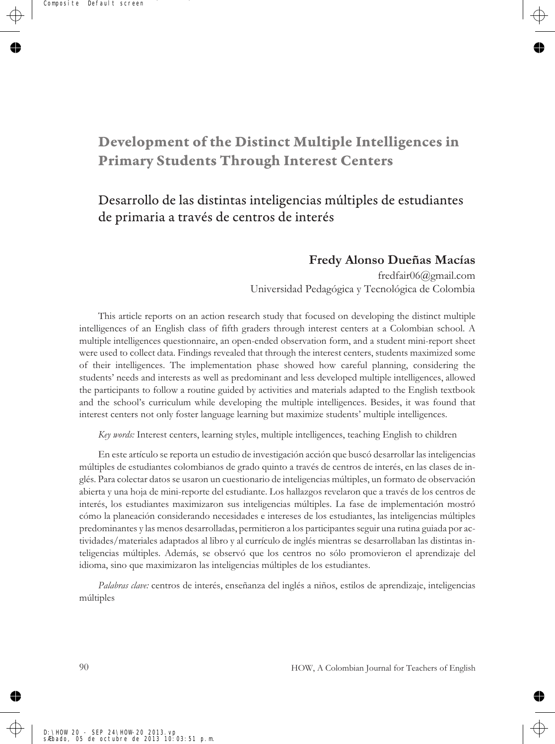# Development of the Distinct Multiple Intelligences in Primary Students Through Interest Centers

## Desarrollo de las distintas inteligencias múltiples de estudiantes de primaria a través de centros de interés

**Fredy Alonso Dueñas Macías**

fredfair06@gmail.com

Universidad Pedagógica y Tecnológica de Colombia

This article reports on an action research study that focused on developing the distinct multiple intelligences of an English class of fifth graders through interest centers at a Colombian school. A multiple intelligences questionnaire, an open-ended observation form, and a student mini-report sheet were used to collect data. Findings revealed that through the interest centers, students maximized some of their intelligences. The implementation phase showed how careful planning, considering the students' needs and interests as well as predominant and less developed multiple intelligences, allowed the participants to follow a routine guided by activities and materials adapted to the English textbook and the school's curriculum while developing the multiple intelligences. Besides, it was found that interest centers not only foster language learning but maximize students' multiple intelligences.

*Key words:* Interest centers, learning styles, multiple intelligences, teaching English to children

En este artículo se reporta un estudio de investigación acción que buscó desarrollar las inteligencias múltiples de estudiantes colombianos de grado quinto a través de centros de interés, en las clases de inglés. Para colectar datos se usaron un cuestionario de inteligencias múltiples, un formato de observación abierta y una hoja de mini-reporte del estudiante. Los hallazgos revelaron que a través de los centros de interés, los estudiantes maximizaron sus inteligencias múltiples. La fase de implementación mostró cómo la planeación considerando necesidades e intereses de los estudiantes, las inteligencias múltiples predominantes y las menos desarrolladas, permitieron a los participantes seguir una rutina guiada por actividades/materiales adaptados al libro y al currículo de inglés mientras se desarrollaban las distintas inteligencias múltiples. Además, se observó que los centros no sólo promovieron el aprendizaje del idioma, sino que maximizaron las inteligencias múltiples de los estudiantes.

*Palabras clave:* centros de interés, enseñanza del inglés a niños, estilos de aprendizaje, inteligencias múltiples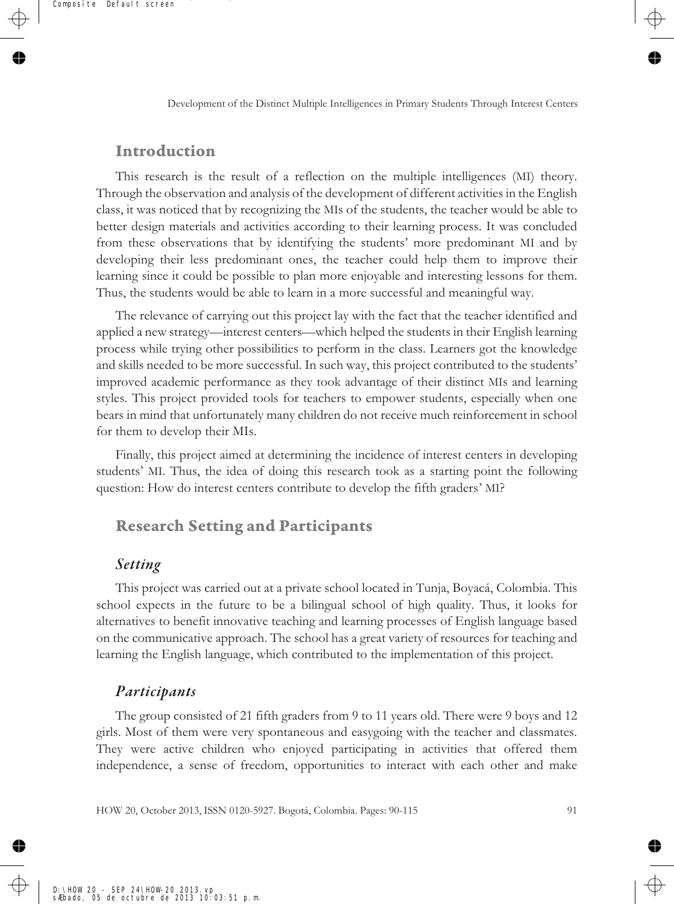## Introduction

This research is the result of a reflection on the multiple intelligences (MI) theory. Through the observation and analysis of the development of different activities in the English class, it was noticed that by recognizing the MIs of the students, the teacher would be able to better design materials and activities according to their learning process. It was concluded from these observations that by identifying the students' more predominant MI and by developing their less predominant ones, the teacher could help them to improve their learning since it could be possible to plan more enjoyable and interesting lessons for them. Thus, the students would be able to learn in a more successful and meaningful way.

The relevance of carrying out this project lay with the fact that the teacher identified and applied a new strategy—interest centers—which helped the students in their English learning process while trying other possibilities to perform in the class. Learners got the knowledge and skills needed to be more successful. In such way, this project contributed to the students' improved academic performance as they took advantage of their distinct MIs and learning styles. This project provided tools for teachers to empower students, especially when one bears in mind that unfortunately many children do not receive much reinforcement in school for them to develop their MIs.

Finally, this project aimed at determining the incidence of interest centers in developing students' MI. Thus, the idea of doing this research took as a starting point the following question: How do interest centers contribute to develop the fifth graders' MI?

## Research Setting and Participants

### *Setting*

This project was carried out at a private school located in Tunja, Boyacá, Colombia. This school expects in the future to be a bilingual school of high quality. Thus, it looks for alternatives to benefit innovative teaching and learning processes of English language based on the communicative approach. The school has a great variety of resources for teaching and learning the English language, which contributed to the implementation of this project.

### *Participants*

The group consisted of 21 fifth graders from 9 to 11 years old. There were 9 boys and 12 girls. Most of them were very spontaneous and easygoing with the teacher and classmates. They were active children who enjoyed participating in activities that offered them independence, a sense of freedom, opportunities to interact with each other and make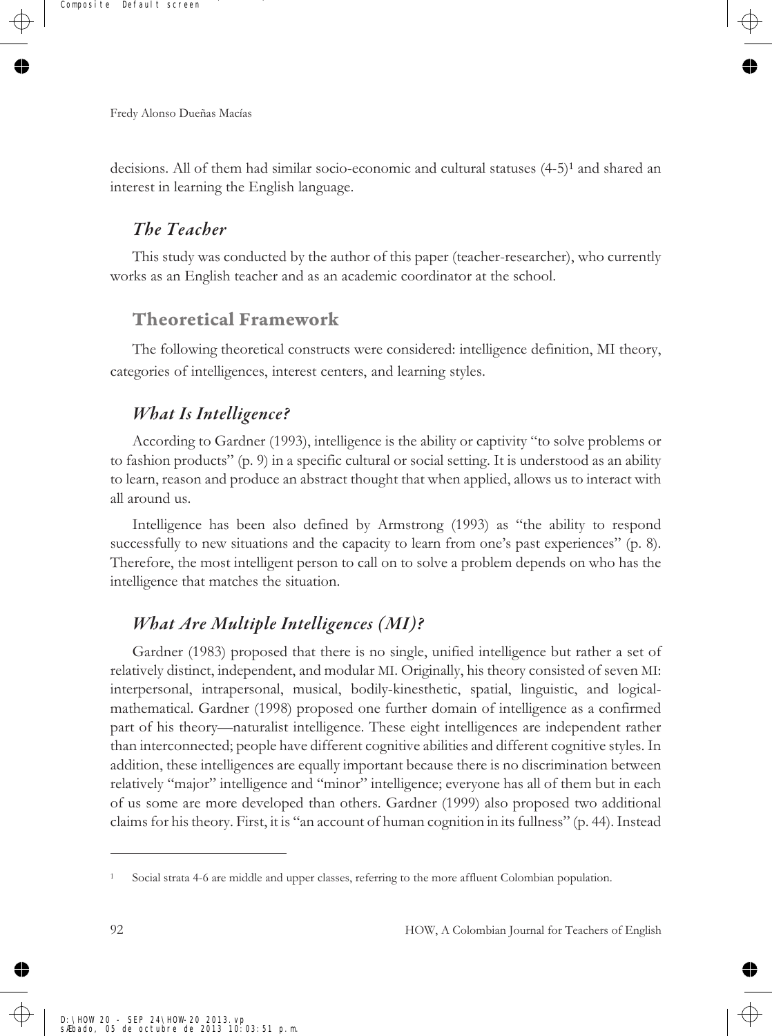decisions. All of them had similar socio-economic and cultural statuses (4-5)[1] and shared an interest in learning the English language.

### *The Teacher*

This study was conducted by the author of this paper (teacher-researcher), who currently works as an English teacher and as an academic coordinator at the school.

## Theoretical Framework

The following theoretical constructs were considered: intelligence definition, MI theory, categories of intelligences, interest centers, and learning styles.

### *What Is Intelligence?*

According to Gardner (1993), intelligence is the ability or captivity "to solve problems or to fashion products" (p. 9) in a specific cultural or social setting. It is understood as an ability to learn, reason and produce an abstract thought that when applied, allows us to interact with all around us.

Intelligence has been also defined by Armstrong (1993) as "the ability to respond successfully to new situations and the capacity to learn from one's past experiences" (p. 8). Therefore, the most intelligent person to call on to solve a problem depends on who has the intelligence that matches the situation.

### *What Are Multiple Intelligences (MI)?*

Gardner (1983) proposed that there is no single, unified intelligence but rather a set of relatively distinct, independent, and modular MI. Originally, his theory consisted of seven MI: interpersonal, intrapersonal, musical, bodily-kinesthetic, spatial, linguistic, and logical-mathematical. Gardner (1998) proposed one further domain of intelligence as a confirmed part of his theory—naturalist intelligence. These eight intelligences are independent rather than interconnected; people have different cognitive abilities and different cognitive styles. In addition, these intelligences are equally important because there is no discrimination between relatively "major" intelligence and "minor" intelligence; everyone has all of them but in each of us some are more developed than others. Gardner (1999) also proposed two additional claims for his theory. First, it is "an account of human cognition in its fullness" (p. 44). Instead

[1] Social strata 4-6 are middle and upper classes, referring to the more affluent Colombian population.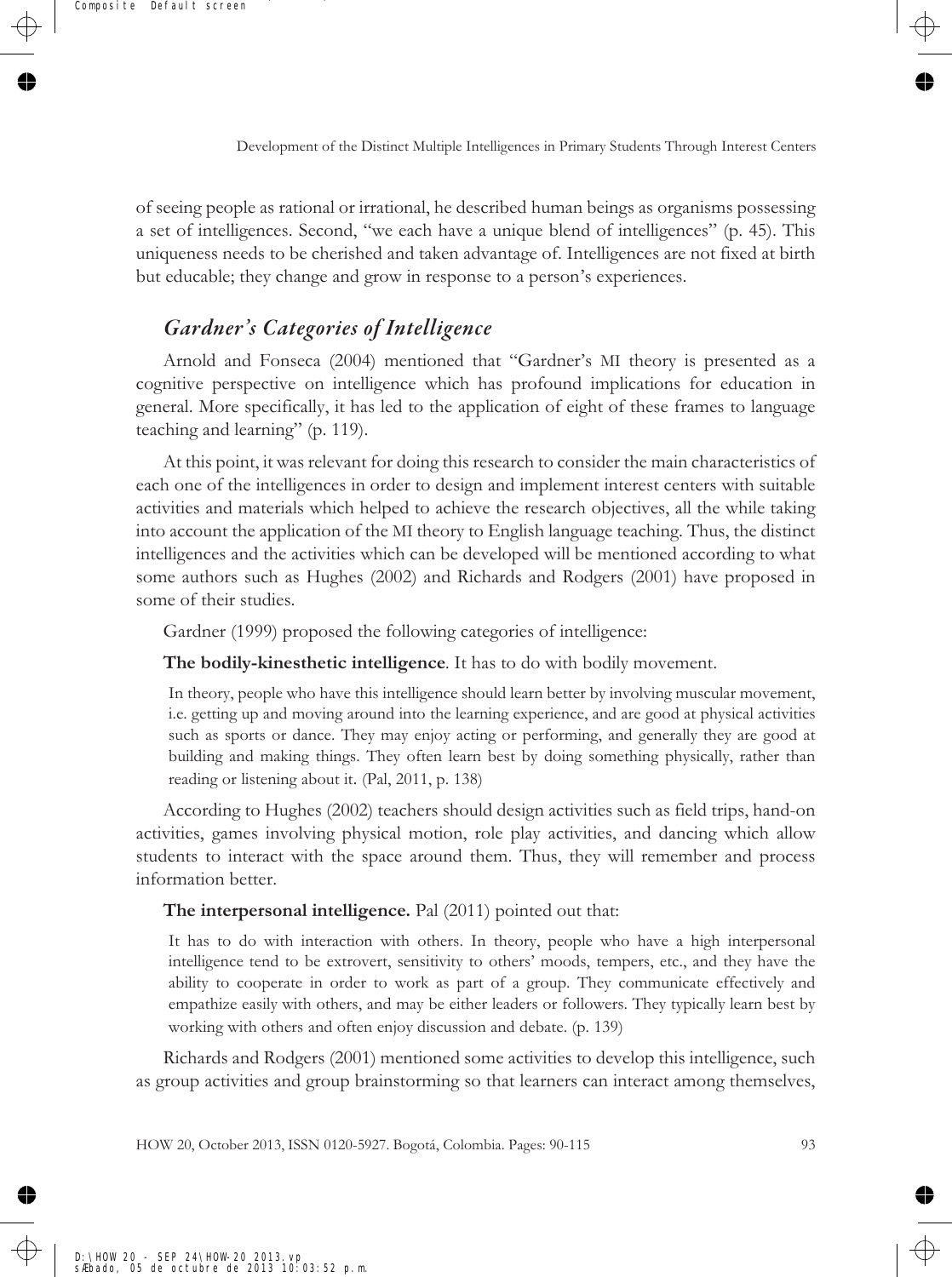of seeing people as rational or irrational, he described human beings as organisms possessing a set of intelligences. Second, "we each have a unique blend of intelligences" (p. 45). This uniqueness needs to be cherished and taken advantage of. Intelligences are not fixed at birth but educable; they change and grow in response to a person's experiences.

## *Gardner's Categories of Intelligence*

Arnold and Fonseca (2004) mentioned that "Gardner's MI theory is presented as a cognitive perspective on intelligence which has profound implications for education in general. More specifically, it has led to the application of eight of these frames to language teaching and learning" (p. 119).

At this point, it was relevant for doing this research to consider the main characteristics of each one of the intelligences in order to design and implement interest centers with suitable activities and materials which helped to achieve the research objectives, all the while taking into account the application of the MI theory to English language teaching. Thus, the distinct intelligences and the activities which can be developed will be mentioned according to what some authors such as Hughes (2002) and Richards and Rodgers (2001) have proposed in some of their studies.

Gardner (1999) proposed the following categories of intelligence:

**The bodily-kinesthetic intelligence**. It has to do with bodily movement.

> In theory, people who have this intelligence should learn better by involving muscular movement, i.e. getting up and moving around into the learning experience, and are good at physical activities such as sports or dance. They may enjoy acting or performing, and generally they are good at building and making things. They often learn best by doing something physically, rather than reading or listening about it. (Pal, 2011, p. 138)

According to Hughes (2002) teachers should design activities such as field trips, hand-on activities, games involving physical motion, role play activities, and dancing which allow students to interact with the space around them. Thus, they will remember and process information better.

**The interpersonal intelligence.** Pal (2011) pointed out that:

> It has to do with interaction with others. In theory, people who have a high interpersonal intelligence tend to be extrovert, sensitivity to others' moods, tempers, etc., and they have the ability to cooperate in order to work as part of a group. They communicate effectively and empathize easily with others, and may be either leaders or followers. They typically learn best by working with others and often enjoy discussion and debate. (p. 139)

Richards and Rodgers (2001) mentioned some activities to develop this intelligence, such as group activities and group brainstorming so that learners can interact among themselves,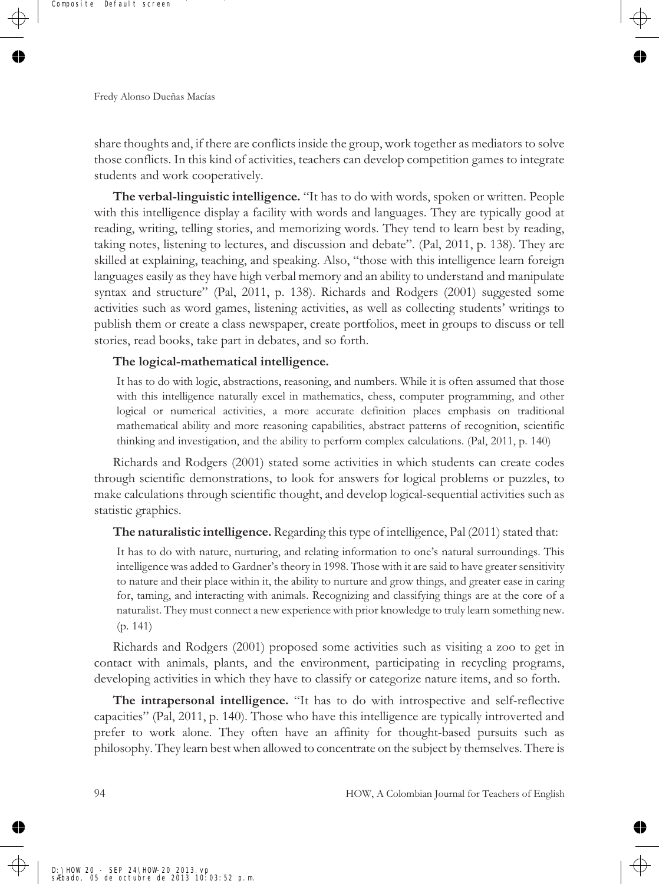share thoughts and, if there are conflicts inside the group, work together as mediators to solve those conflicts. In this kind of activities, teachers can develop competition games to integrate students and work cooperatively.

**The verbal-linguistic intelligence.** "It has to do with words, spoken or written. People with this intelligence display a facility with words and languages. They are typically good at reading, writing, telling stories, and memorizing words. They tend to learn best by reading, taking notes, listening to lectures, and discussion and debate". (Pal, 2011, p. 138). They are skilled at explaining, teaching, and speaking. Also, "those with this intelligence learn foreign languages easily as they have high verbal memory and an ability to understand and manipulate syntax and structure" (Pal, 2011, p. 138). Richards and Rodgers (2001) suggested some activities such as word games, listening activities, as well as collecting students' writings to publish them or create a class newspaper, create portfolios, meet in groups to discuss or tell stories, read books, take part in debates, and so forth.

**The logical-mathematical intelligence.**

> It has to do with logic, abstractions, reasoning, and numbers. While it is often assumed that those with this intelligence naturally excel in mathematics, chess, computer programming, and other logical or numerical activities, a more accurate definition places emphasis on traditional mathematical ability and more reasoning capabilities, abstract patterns of recognition, scientific thinking and investigation, and the ability to perform complex calculations. (Pal, 2011, p. 140)

Richards and Rodgers (2001) stated some activities in which students can create codes through scientific demonstrations, to look for answers for logical problems or puzzles, to make calculations through scientific thought, and develop logical-sequential activities such as statistic graphics.

**The naturalistic intelligence.** Regarding this type of intelligence, Pal (2011) stated that:

> It has to do with nature, nurturing, and relating information to one's natural surroundings. This intelligence was added to Gardner's theory in 1998. Those with it are said to have greater sensitivity to nature and their place within it, the ability to nurture and grow things, and greater ease in caring for, taming, and interacting with animals. Recognizing and classifying things are at the core of a naturalist. They must connect a new experience with prior knowledge to truly learn something new. (p. 141)

Richards and Rodgers (2001) proposed some activities such as visiting a zoo to get in contact with animals, plants, and the environment, participating in recycling programs, developing activities in which they have to classify or categorize nature items, and so forth.

**The intrapersonal intelligence.** "It has to do with introspective and self-reflective capacities" (Pal, 2011, p. 140). Those who have this intelligence are typically introverted and prefer to work alone. They often have an affinity for thought-based pursuits such as philosophy. They learn best when allowed to concentrate on the subject by themselves. There is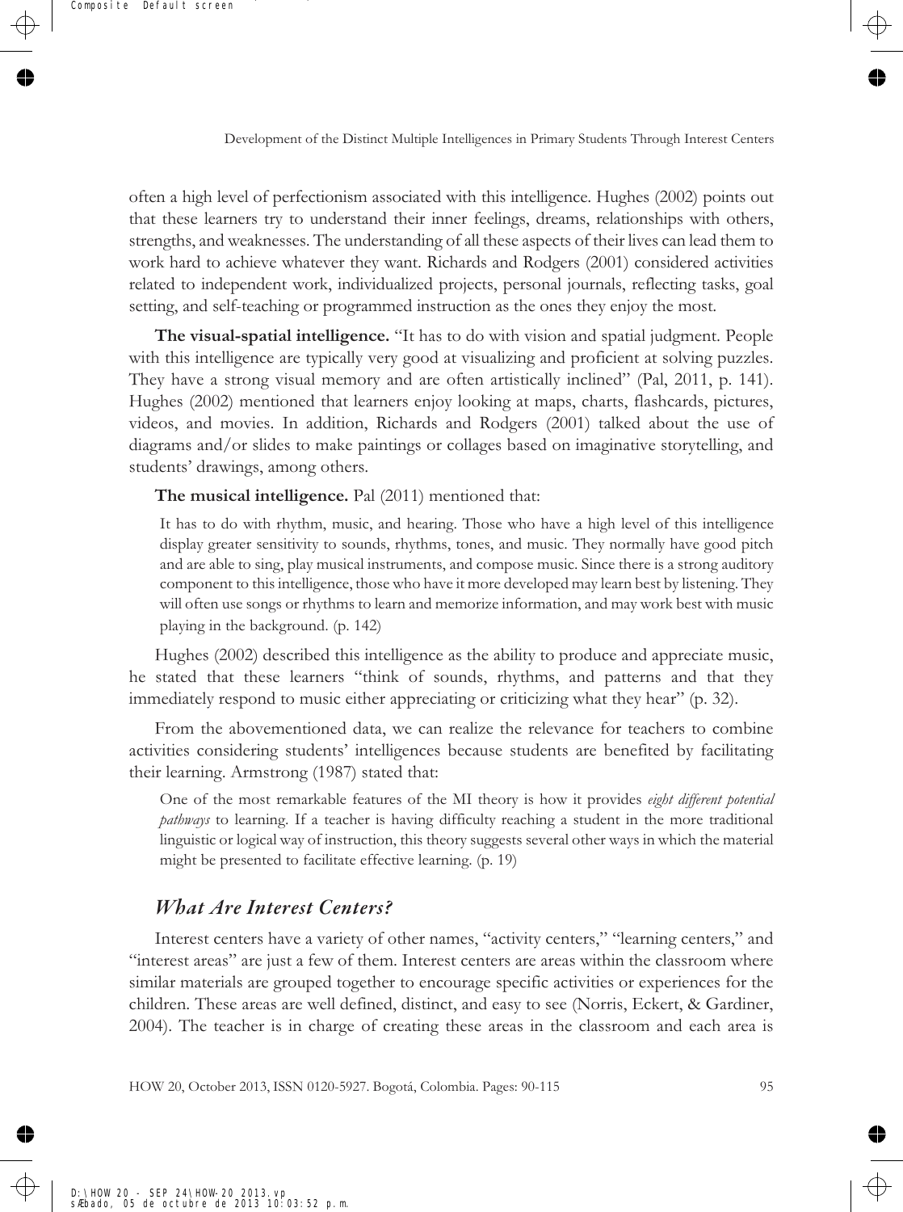often a high level of perfectionism associated with this intelligence. Hughes (2002) points out that these learners try to understand their inner feelings, dreams, relationships with others, strengths, and weaknesses. The understanding of all these aspects of their lives can lead them to work hard to achieve whatever they want. Richards and Rodgers (2001) considered activities related to independent work, individualized projects, personal journals, reflecting tasks, goal setting, and self-teaching or programmed instruction as the ones they enjoy the most.

**The visual-spatial intelligence.** "It has to do with vision and spatial judgment. People with this intelligence are typically very good at visualizing and proficient at solving puzzles. They have a strong visual memory and are often artistically inclined" (Pal, 2011, p. 141). Hughes (2002) mentioned that learners enjoy looking at maps, charts, flashcards, pictures, videos, and movies. In addition, Richards and Rodgers (2001) talked about the use of diagrams and/or slides to make paintings or collages based on imaginative storytelling, and students' drawings, among others.

**The musical intelligence.** Pal (2011) mentioned that:

> It has to do with rhythm, music, and hearing. Those who have a high level of this intelligence display greater sensitivity to sounds, rhythms, tones, and music. They normally have good pitch and are able to sing, play musical instruments, and compose music. Since there is a strong auditory component to this intelligence, those who have it more developed may learn best by listening. They will often use songs or rhythms to learn and memorize information, and may work best with music playing in the background. (p. 142)

Hughes (2002) described this intelligence as the ability to produce and appreciate music, he stated that these learners "think of sounds, rhythms, and patterns and that they immediately respond to music either appreciating or criticizing what they hear" (p. 32).

From the abovementioned data, we can realize the relevance for teachers to combine activities considering students' intelligences because students are benefited by facilitating their learning. Armstrong (1987) stated that:

> One of the most remarkable features of the MI theory is how it provides *eight different potential pathways* to learning. If a teacher is having difficulty reaching a student in the more traditional linguistic or logical way of instruction, this theory suggests several other ways in which the material might be presented to facilitate effective learning. (p. 19)

## *What Are Interest Centers?*

Interest centers have a variety of other names, "activity centers," "learning centers," and "interest areas" are just a few of them. Interest centers are areas within the classroom where similar materials are grouped together to encourage specific activities or experiences for the children. These areas are well defined, distinct, and easy to see (Norris, Eckert, & Gardiner, 2004). The teacher is in charge of creating these areas in the classroom and each area is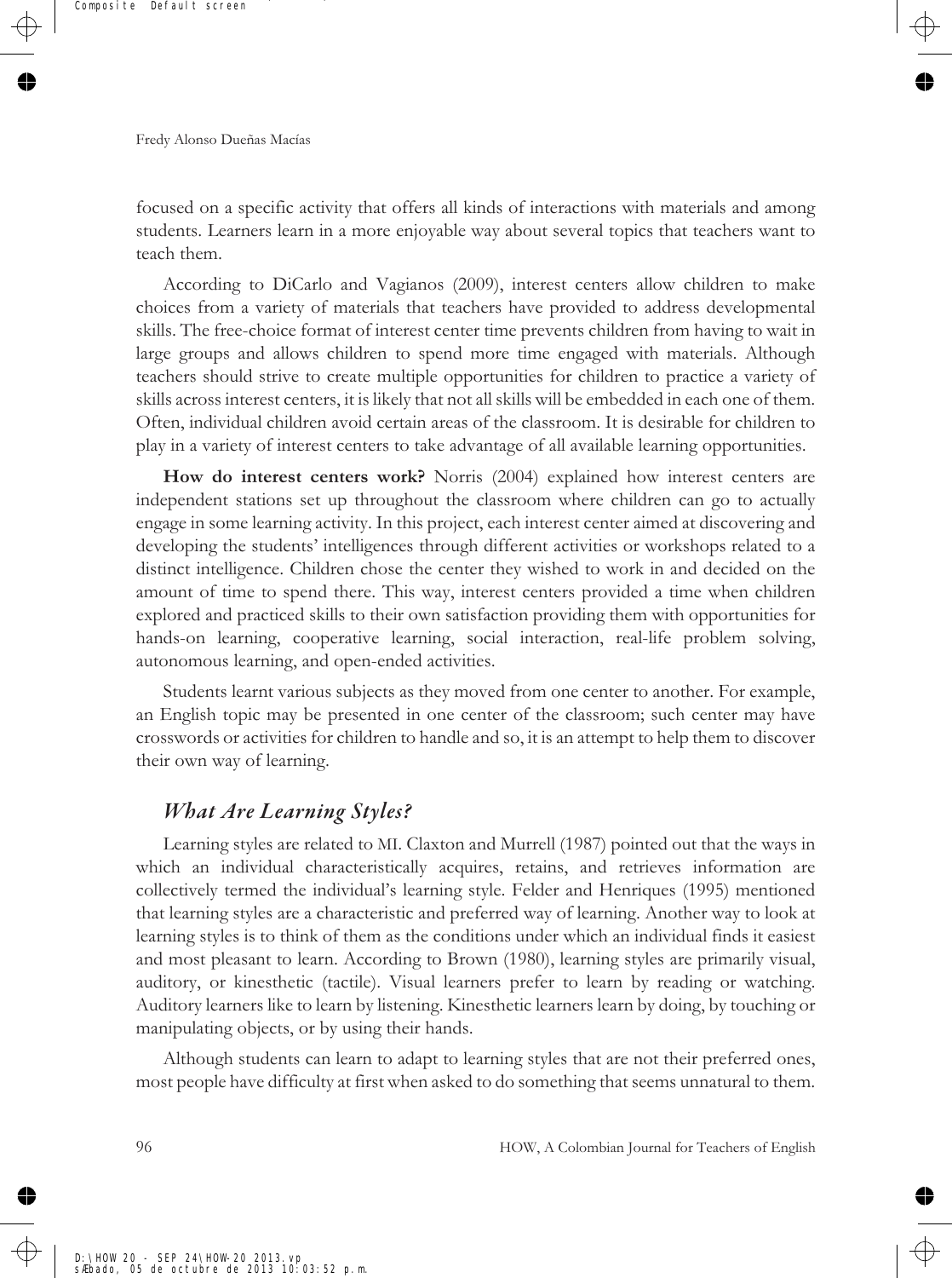focused on a specific activity that offers all kinds of interactions with materials and among students. Learners learn in a more enjoyable way about several topics that teachers want to teach them.

According to DiCarlo and Vagianos (2009), interest centers allow children to make choices from a variety of materials that teachers have provided to address developmental skills. The free-choice format of interest center time prevents children from having to wait in large groups and allows children to spend more time engaged with materials. Although teachers should strive to create multiple opportunities for children to practice a variety of skills across interest centers, it is likely that not all skills will be embedded in each one of them. Often, individual children avoid certain areas of the classroom. It is desirable for children to play in a variety of interest centers to take advantage of all available learning opportunities.

**How do interest centers work?** Norris (2004) explained how interest centers are independent stations set up throughout the classroom where children can go to actually engage in some learning activity. In this project, each interest center aimed at discovering and developing the students' intelligences through different activities or workshops related to a distinct intelligence. Children chose the center they wished to work in and decided on the amount of time to spend there. This way, interest centers provided a time when children explored and practiced skills to their own satisfaction providing them with opportunities for hands-on learning, cooperative learning, social interaction, real-life problem solving, autonomous learning, and open-ended activities.

Students learnt various subjects as they moved from one center to another. For example, an English topic may be presented in one center of the classroom; such center may have crosswords or activities for children to handle and so, it is an attempt to help them to discover their own way of learning.

## *What Are Learning Styles?*

Learning styles are related to MI. Claxton and Murrell (1987) pointed out that the ways in which an individual characteristically acquires, retains, and retrieves information are collectively termed the individual's learning style. Felder and Henriques (1995) mentioned that learning styles are a characteristic and preferred way of learning. Another way to look at learning styles is to think of them as the conditions under which an individual finds it easiest and most pleasant to learn. According to Brown (1980), learning styles are primarily visual, auditory, or kinesthetic (tactile). Visual learners prefer to learn by reading or watching. Auditory learners like to learn by listening. Kinesthetic learners learn by doing, by touching or manipulating objects, or by using their hands.

Although students can learn to adapt to learning styles that are not their preferred ones, most people have difficulty at first when asked to do something that seems unnatural to them.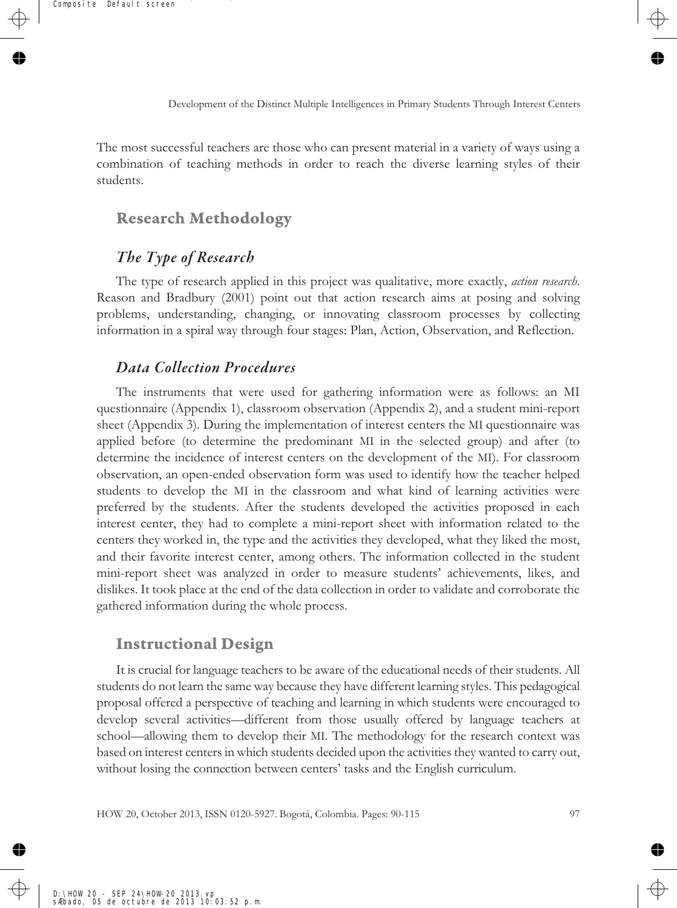The most successful teachers are those who can present material in a variety of ways using a combination of teaching methods in order to reach the diverse learning styles of their students.

## Research Methodology

### *The Type of Research*

The type of research applied in this project was qualitative, more exactly, *action research*. Reason and Bradbury (2001) point out that action research aims at posing and solving problems, understanding, changing, or innovating classroom processes by collecting information in a spiral way through four stages: Plan, Action, Observation, and Reflection.

### *Data Collection Procedures*

The instruments that were used for gathering information were as follows: an MI questionnaire (Appendix 1), classroom observation (Appendix 2), and a student mini-report sheet (Appendix 3). During the implementation of interest centers the MI questionnaire was applied before (to determine the predominant MI in the selected group) and after (to determine the incidence of interest centers on the development of the MI). For classroom observation, an open-ended observation form was used to identify how the teacher helped students to develop the MI in the classroom and what kind of learning activities were preferred by the students. After the students developed the activities proposed in each interest center, they had to complete a mini-report sheet with information related to the centers they worked in, the type and the activities they developed, what they liked the most, and their favorite interest center, among others. The information collected in the student mini-report sheet was analyzed in order to measure students' achievements, likes, and dislikes. It took place at the end of the data collection in order to validate and corroborate the gathered information during the whole process.

## Instructional Design

It is crucial for language teachers to be aware of the educational needs of their students. All students do not learn the same way because they have different learning styles. This pedagogical proposal offered a perspective of teaching and learning in which students were encouraged to develop several activities—different from those usually offered by language teachers at school—allowing them to develop their MI. The methodology for the research context was based on interest centers in which students decided upon the activities they wanted to carry out, without losing the connection between centers' tasks and the English curriculum.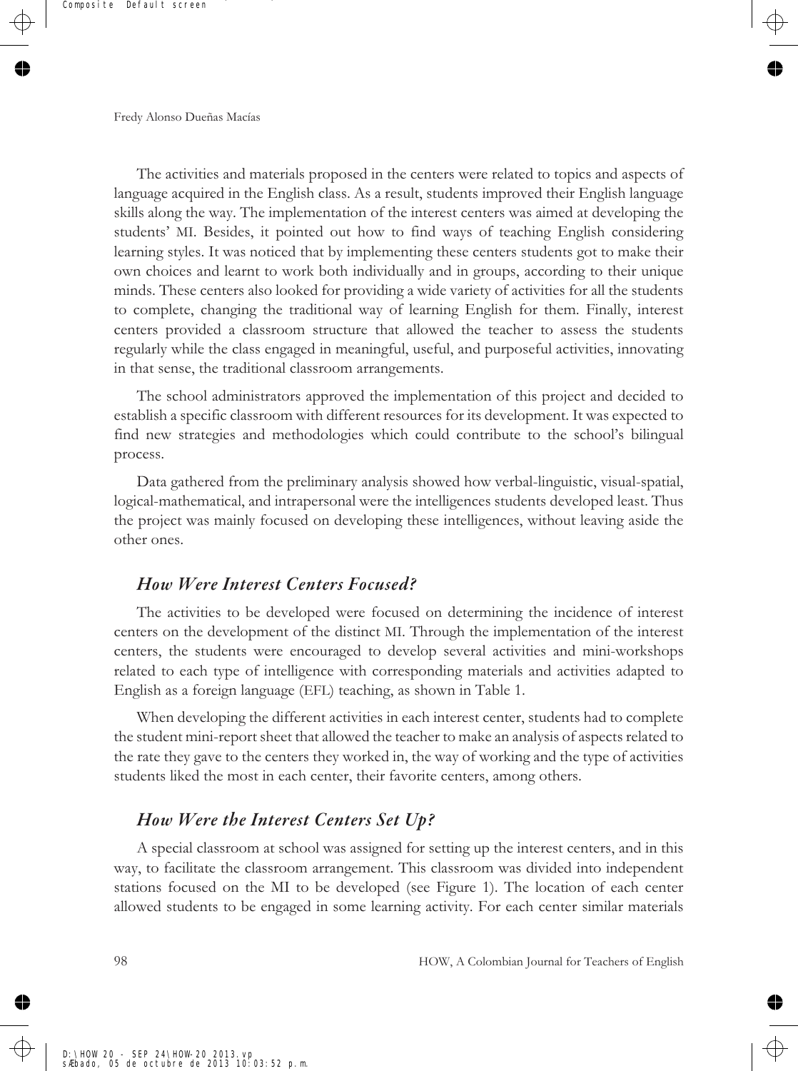The activities and materials proposed in the centers were related to topics and aspects of language acquired in the English class. As a result, students improved their English language skills along the way. The implementation of the interest centers was aimed at developing the students' MI. Besides, it pointed out how to find ways of teaching English considering learning styles. It was noticed that by implementing these centers students got to make their own choices and learnt to work both individually and in groups, according to their unique minds. These centers also looked for providing a wide variety of activities for all the students to complete, changing the traditional way of learning English for them. Finally, interest centers provided a classroom structure that allowed the teacher to assess the students regularly while the class engaged in meaningful, useful, and purposeful activities, innovating in that sense, the traditional classroom arrangements.

The school administrators approved the implementation of this project and decided to establish a specific classroom with different resources for its development. It was expected to find new strategies and methodologies which could contribute to the school's bilingual process.

Data gathered from the preliminary analysis showed how verbal-linguistic, visual-spatial, logical-mathematical, and intrapersonal were the intelligences students developed least. Thus the project was mainly focused on developing these intelligences, without leaving aside the other ones.

## *How Were Interest Centers Focused?*

The activities to be developed were focused on determining the incidence of interest centers on the development of the distinct MI. Through the implementation of the interest centers, the students were encouraged to develop several activities and mini-workshops related to each type of intelligence with corresponding materials and activities adapted to English as a foreign language (EFL) teaching, as shown in Table 1.

When developing the different activities in each interest center, students had to complete the student mini-report sheet that allowed the teacher to make an analysis of aspects related to the rate they gave to the centers they worked in, the way of working and the type of activities students liked the most in each center, their favorite centers, among others.

## *How Were the Interest Centers Set Up?*

A special classroom at school was assigned for setting up the interest centers, and in this way, to facilitate the classroom arrangement. This classroom was divided into independent stations focused on the MI to be developed (see Figure 1). The location of each center allowed students to be engaged in some learning activity. For each center similar materials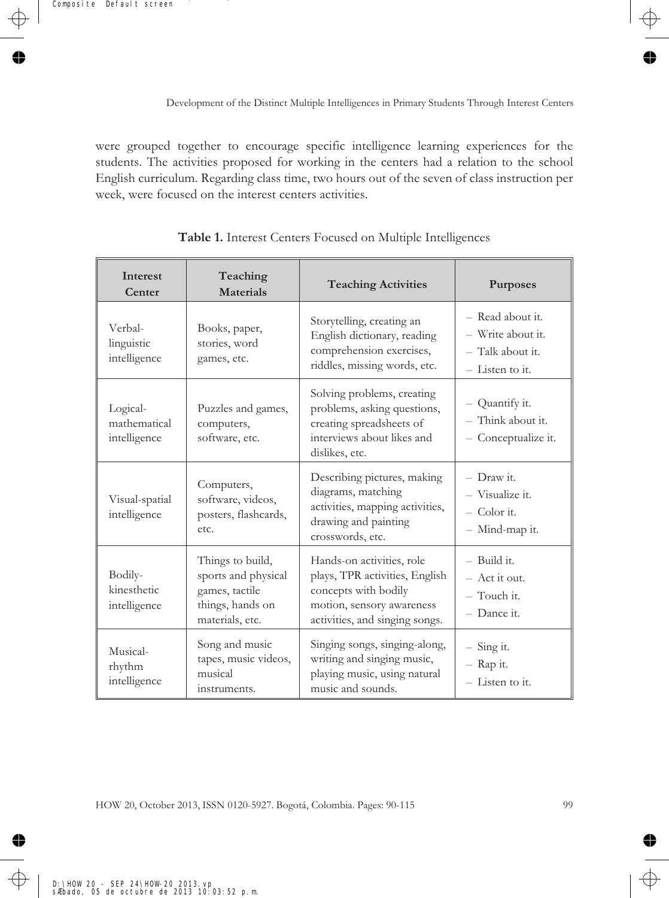were grouped together to encourage specific intelligence learning experiences for the students. The activities proposed for working in the centers had a relation to the school English curriculum. Regarding class time, two hours out of the seven of class instruction per week, were focused on the interest centers activities.

**Table 1.** Interest Centers Focused on Multiple Intelligences

| Interest Center | Teaching Materials | Teaching Activities | Purposes |
|---|---|---|---|
| Verbal-linguistic intelligence | Books, paper, stories, word games, etc. | Storytelling, creating an English dictionary, reading comprehension exercises, riddles, missing words, etc. | – Read about it.<br>– Write about it.<br>– Talk about it.<br>– Listen to it. |
| Logical-mathematical intelligence | Puzzles and games, computers, software, etc. | Solving problems, creating problems, asking questions, creating spreadsheets of interviews about likes and dislikes, etc. | – Quantify it.<br>– Think about it.<br>– Conceptualize it. |
| Visual-spatial intelligence | Computers, software, videos, posters, flashcards, etc. | Describing pictures, making diagrams, matching activities, mapping activities, drawing and painting crosswords, etc. | – Draw it.<br>– Visualize it.<br>– Color it.<br>– Mind-map it. |
| Bodily-kinesthetic intelligence | Things to build, sports and physical games, tactile things, hands on materials, etc. | Hands-on activities, role plays, TPR activities, English concepts with bodily motion, sensory awareness activities, and singing songs. | – Build it.<br>– Act it out.<br>– Touch it.<br>– Dance it. |
| Musical-rhythm intelligence | Song and music tapes, music videos, musical instruments. | Singing songs, singing-along, writing and singing music, playing music, using natural music and sounds. | – Sing it.<br>– Rap it.<br>– Listen to it. |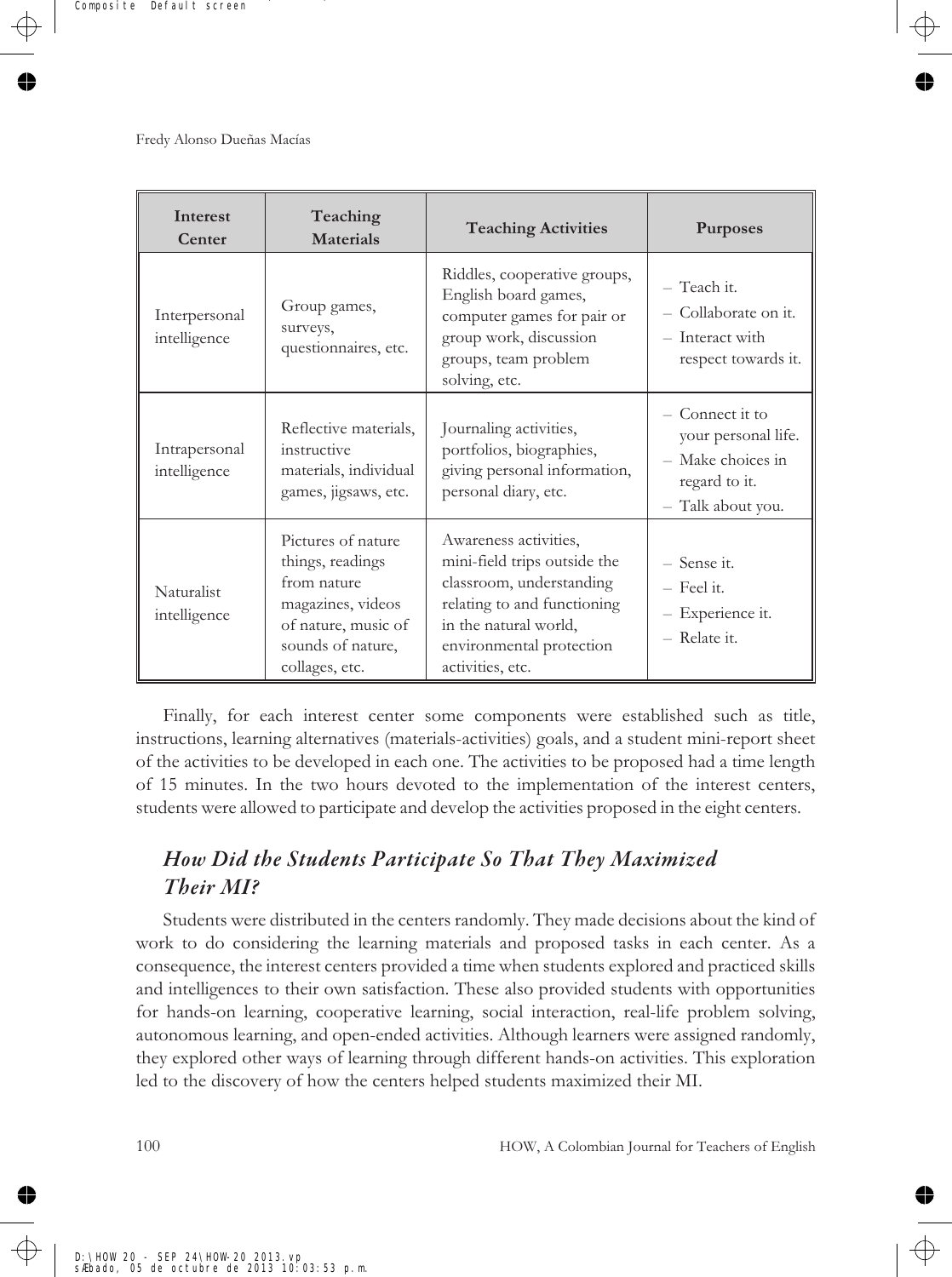| Interest Center | Teaching Materials | Teaching Activities | Purposes |
|---|---|---|---|
| Interpersonal intelligence | Group games, surveys, questionnaires, etc. | Riddles, cooperative groups, English board games, computer games for pair or group work, discussion groups, team problem solving, etc. | – Teach it. – Collaborate on it. – Interact with respect towards it. |
| Intrapersonal intelligence | Reflective materials, instructive materials, individual games, jigsaws, etc. | Journaling activities, portfolios, biographies, giving personal information, personal diary, etc. | – Connect it to your personal life. – Make choices in regard to it. – Talk about you. |
| Naturalist intelligence | Pictures of nature things, readings from nature magazines, videos of nature, music of sounds of nature, collages, etc. | Awareness activities, mini-field trips outside the classroom, understanding relating to and functioning in the natural world, environmental protection activities, etc. | – Sense it. – Feel it. – Experience it. – Relate it. |

Finally, for each interest center some components were established such as title, instructions, learning alternatives (materials-activities) goals, and a student mini-report sheet of the activities to be developed in each one. The activities to be proposed had a time length of 15 minutes. In the two hours devoted to the implementation of the interest centers, students were allowed to participate and develop the activities proposed in the eight centers.

## *How Did the Students Participate So That They Maximized Their MI?*

Students were distributed in the centers randomly. They made decisions about the kind of work to do considering the learning materials and proposed tasks in each center. As a consequence, the interest centers provided a time when students explored and practiced skills and intelligences to their own satisfaction. These also provided students with opportunities for hands-on learning, cooperative learning, social interaction, real-life problem solving, autonomous learning, and open-ended activities. Although learners were assigned randomly, they explored other ways of learning through different hands-on activities. This exploration led to the discovery of how the centers helped students maximized their MI.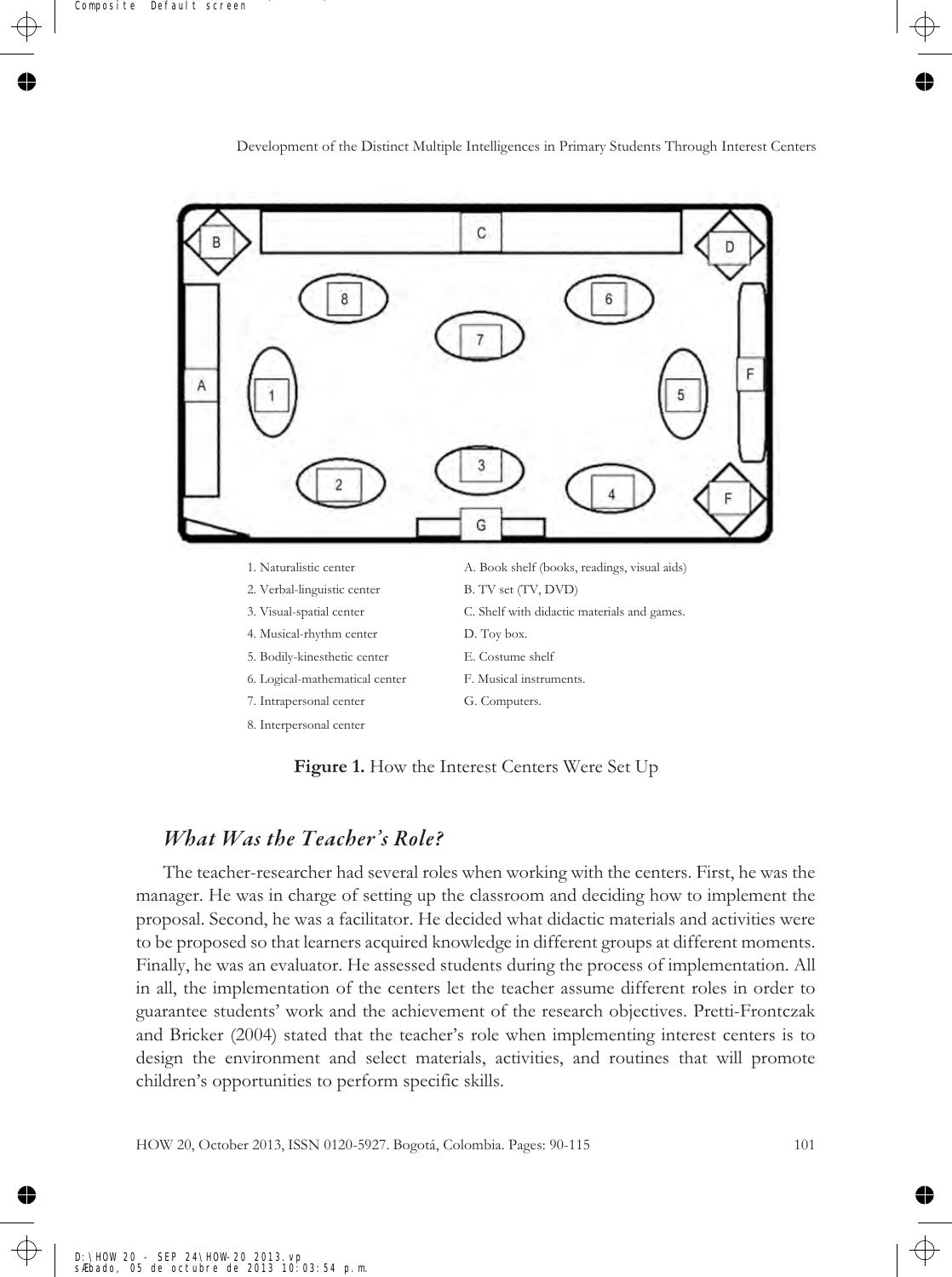1. Naturalistic center
2. Verbal-linguistic center
3. Visual-spatial center
4. Musical-rhythm center
5. Bodily-kinesthetic center
6. Logical-mathematical center
7. Intrapersonal center
8. Interpersonal center

A. Book shelf (books, readings, visual aids)
B. TV set (TV, DVD)
C. Shelf with didactic materials and games.
D. Toy box.
E. Costume shelf
F. Musical instruments.
G. Computers.

**Figure 1.** How the Interest Centers Were Set Up

## *What Was the Teacher's Role?*

The teacher-researcher had several roles when working with the centers. First, he was the manager. He was in charge of setting up the classroom and deciding how to implement the proposal. Second, he was a facilitator. He decided what didactic materials and activities were to be proposed so that learners acquired knowledge in different groups at different moments. Finally, he was an evaluator. He assessed students during the process of implementation. All in all, the implementation of the centers let the teacher assume different roles in order to guarantee students' work and the achievement of the research objectives. Pretti-Frontczak and Bricker (2004) stated that the teacher's role when implementing interest centers is to design the environment and select materials, activities, and routines that will promote children's opportunities to perform specific skills.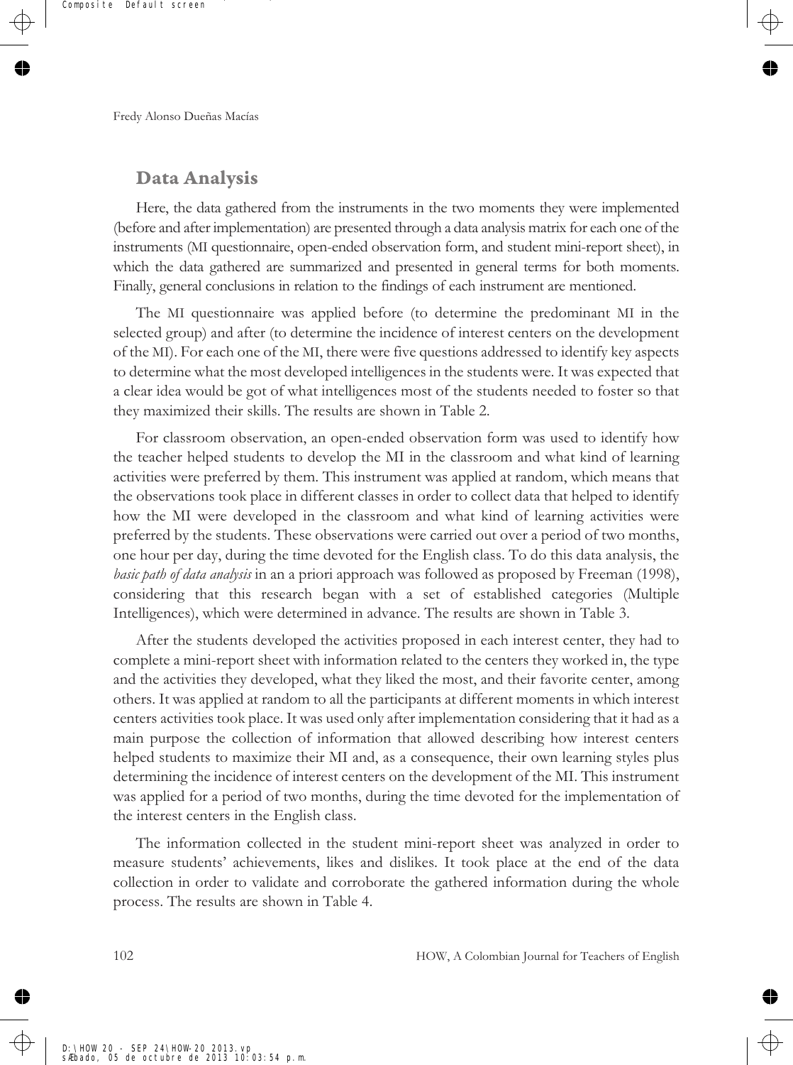## Data Analysis

Here, the data gathered from the instruments in the two moments they were implemented (before and after implementation) are presented through a data analysis matrix for each one of the instruments (MI questionnaire, open-ended observation form, and student mini-report sheet), in which the data gathered are summarized and presented in general terms for both moments. Finally, general conclusions in relation to the findings of each instrument are mentioned.

The MI questionnaire was applied before (to determine the predominant MI in the selected group) and after (to determine the incidence of interest centers on the development of the MI). For each one of the MI, there were five questions addressed to identify key aspects to determine what the most developed intelligences in the students were. It was expected that a clear idea would be got of what intelligences most of the students needed to foster so that they maximized their skills. The results are shown in Table 2.

For classroom observation, an open-ended observation form was used to identify how the teacher helped students to develop the MI in the classroom and what kind of learning activities were preferred by them. This instrument was applied at random, which means that the observations took place in different classes in order to collect data that helped to identify how the MI were developed in the classroom and what kind of learning activities were preferred by the students. These observations were carried out over a period of two months, one hour per day, during the time devoted for the English class. To do this data analysis, the *basic path of data analysis* in an a priori approach was followed as proposed by Freeman (1998), considering that this research began with a set of established categories (Multiple Intelligences), which were determined in advance. The results are shown in Table 3.

After the students developed the activities proposed in each interest center, they had to complete a mini-report sheet with information related to the centers they worked in, the type and the activities they developed, what they liked the most, and their favorite center, among others. It was applied at random to all the participants at different moments in which interest centers activities took place. It was used only after implementation considering that it had as a main purpose the collection of information that allowed describing how interest centers helped students to maximize their MI and, as a consequence, their own learning styles plus determining the incidence of interest centers on the development of the MI. This instrument was applied for a period of two months, during the time devoted for the implementation of the interest centers in the English class.

The information collected in the student mini-report sheet was analyzed in order to measure students' achievements, likes and dislikes. It took place at the end of the data collection in order to validate and corroborate the gathered information during the whole process. The results are shown in Table 4.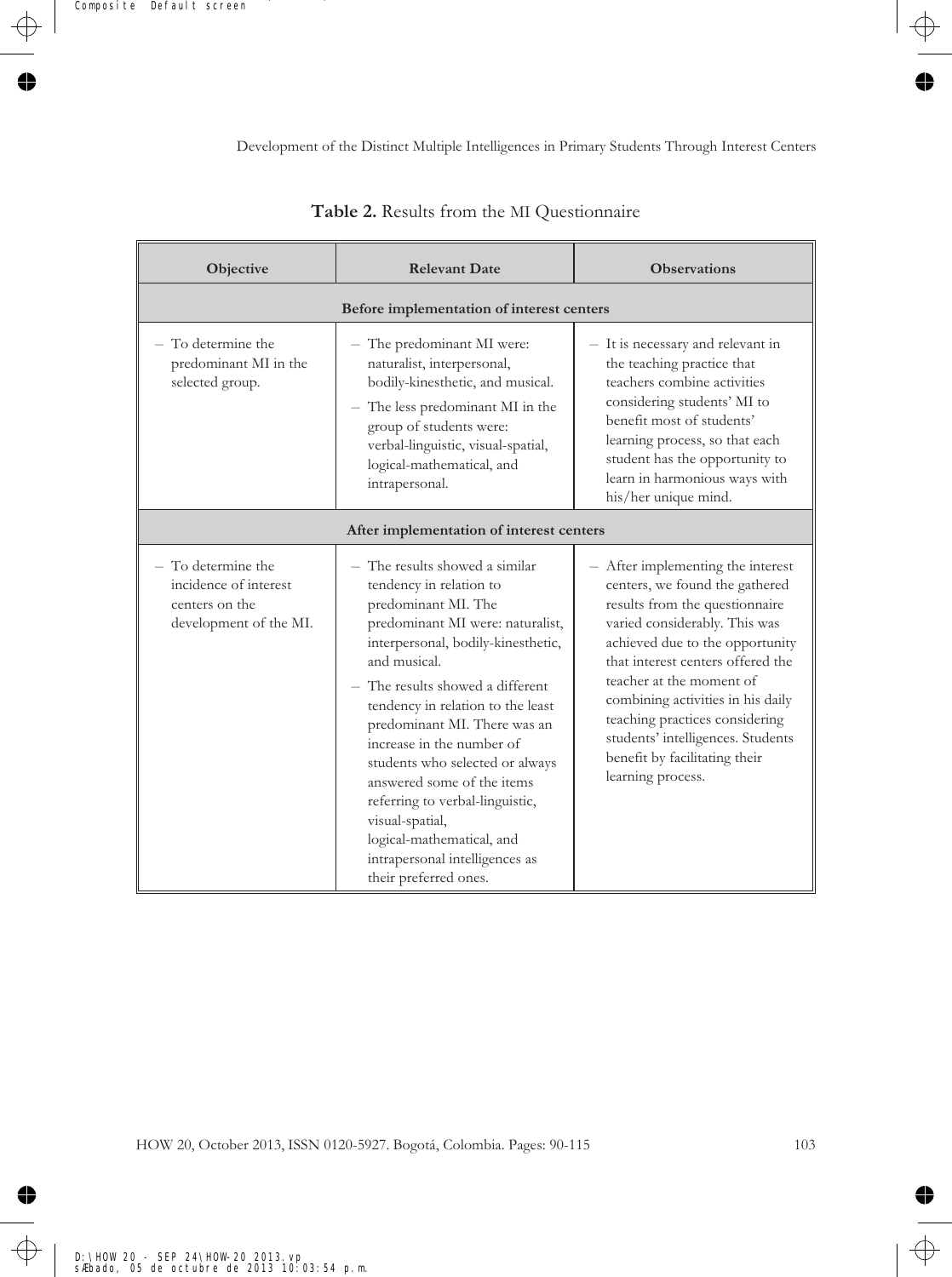**Table 2.** Results from the MI Questionnaire

| Objective | Relevant Date | Observations |
|---|---|---|
| **Before implementation of interest centers** | | |
| – To determine the predominant MI in the selected group. | – The predominant MI were: naturalist, interpersonal, bodily-kinesthetic, and musical.<br>– The less predominant MI in the group of students were: verbal-linguistic, visual-spatial, logical-mathematical, and intrapersonal. | – It is necessary and relevant in the teaching practice that teachers combine activities considering students' MI to benefit most of students' learning process, so that each student has the opportunity to learn in harmonious ways with his/her unique mind. |
| **After implementation of interest centers** | | |
| – To determine the incidence of interest centers on the development of the MI. | – The results showed a similar tendency in relation to predominant MI. The predominant MI were: naturalist, interpersonal, bodily-kinesthetic, and musical.<br>– The results showed a different tendency in relation to the least predominant MI. There was an increase in the number of students who selected or always answered some of the items referring to verbal-linguistic, visual-spatial, logical-mathematical, and intrapersonal intelligences as their preferred ones. | – After implementing the interest centers, we found the gathered results from the questionnaire varied considerably. This was achieved due to the opportunity that interest centers offered the teacher at the moment of combining activities in his daily teaching practices considering students' intelligences. Students benefit by facilitating their learning process. |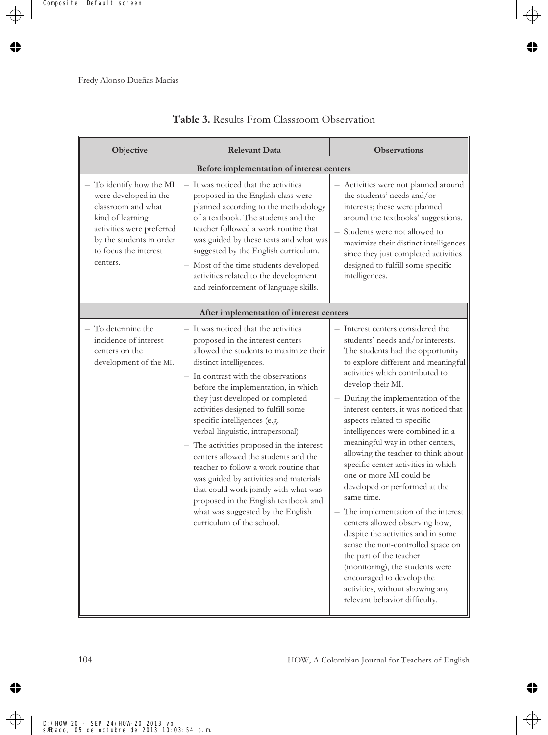**Table 3.** Results From Classroom Observation

| Objective | Relevant Data | Observations |
|---|---|---|
| **Before implementation of interest centers** | | |
| – To identify how the MI were developed in the classroom and what kind of learning activities were preferred by the students in order to focus the interest centers. | – It was noticed that the activities proposed in the English class were planned according to the methodology of a textbook. The students and the teacher followed a work routine that was guided by these texts and what was suggested by the English curriculum. <br> – Most of the time students developed activities related to the development and reinforcement of language skills. | – Activities were not planned around the students' needs and/or interests; these were planned around the textbooks' suggestions. <br> – Students were not allowed to maximize their distinct intelligences since they just completed activities designed to fulfill some specific intelligences. |
| **After implementation of interest centers** | | |
| – To determine the incidence of interest centers on the development of the MI. | – It was noticed that the activities proposed in the interest centers allowed the students to maximize their distinct intelligences. <br> – In contrast with the observations before the implementation, in which they just developed or completed activities designed to fulfill some specific intelligences (e.g. verbal-linguistic, intrapersonal) <br> – The activities proposed in the interest centers allowed the students and the teacher to follow a work routine that was guided by activities and materials that could work jointly with what was proposed in the English textbook and what was suggested by the English curriculum of the school. | – Interest centers considered the students' needs and/or interests. The students had the opportunity to explore different and meaningful activities which contributed to develop their MI. <br> – During the implementation of the interest centers, it was noticed that aspects related to specific intelligences were combined in a meaningful way in other centers, allowing the teacher to think about specific center activities in which one or more MI could be developed or performed at the same time. <br> – The implementation of the interest centers allowed observing how, despite the activities and in some sense the non-controlled space on the part of the teacher (monitoring), the students were encouraged to develop the activities, without showing any relevant behavior difficulty. |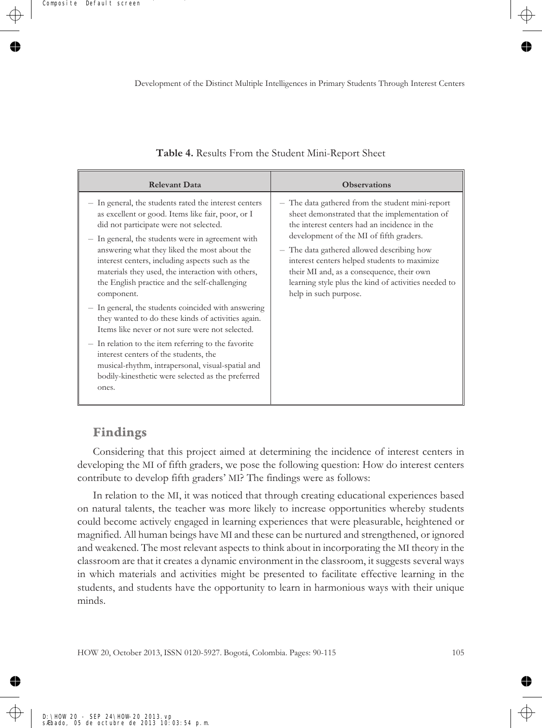**Table 4.** Results From the Student Mini-Report Sheet

| Relevant Data | Observations |
|---|---|
| – In general, the students rated the interest centers as excellent or good. Items like fair, poor, or I did not participate were not selected.<br>– In general, the students were in agreement with answering what they liked the most about the interest centers, including aspects such as the materials they used, the interaction with others, the English practice and the self-challenging component.<br>– In general, the students coincided with answering they wanted to do these kinds of activities again. Items like never or not sure were not selected.<br>– In relation to the item referring to the favorite interest centers of the students, the musical-rhythm, intrapersonal, visual-spatial and bodily-kinesthetic were selected as the preferred ones. | – The data gathered from the student mini-report sheet demonstrated that the implementation of the interest centers had an incidence in the development of the MI of fifth graders.<br>– The data gathered allowed describing how interest centers helped students to maximize their MI and, as a consequence, their own learning style plus the kind of activities needed to help in such purpose. |

## Findings

Considering that this project aimed at determining the incidence of interest centers in developing the MI of fifth graders, we pose the following question: How do interest centers contribute to develop fifth graders' MI? The findings were as follows:

In relation to the MI, it was noticed that through creating educational experiences based on natural talents, the teacher was more likely to increase opportunities whereby students could become actively engaged in learning experiences that were pleasurable, heightened or magnified. All human beings have MI and these can be nurtured and strengthened, or ignored and weakened. The most relevant aspects to think about in incorporating the MI theory in the classroom are that it creates a dynamic environment in the classroom, it suggests several ways in which materials and activities might be presented to facilitate effective learning in the students, and students have the opportunity to learn in harmonious ways with their unique minds.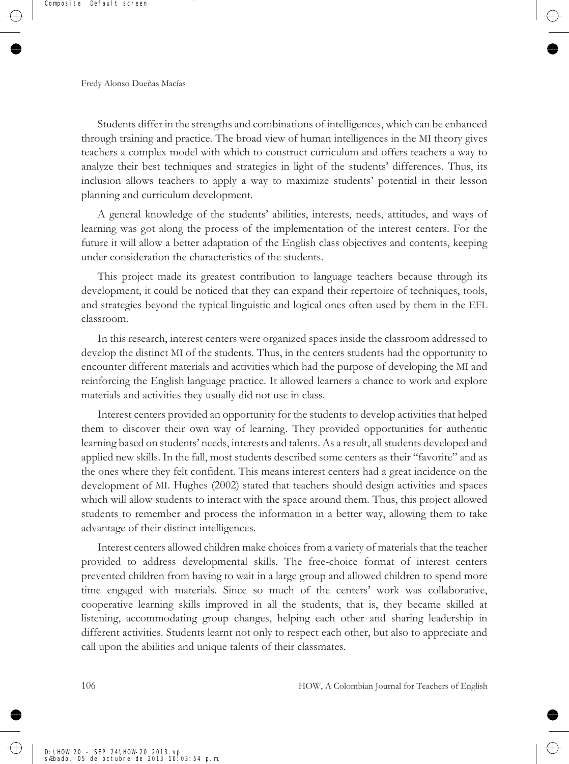Students differ in the strengths and combinations of intelligences, which can be enhanced through training and practice. The broad view of human intelligences in the MI theory gives teachers a complex model with which to construct curriculum and offers teachers a way to analyze their best techniques and strategies in light of the students' differences. Thus, its inclusion allows teachers to apply a way to maximize students' potential in their lesson planning and curriculum development.

A general knowledge of the students' abilities, interests, needs, attitudes, and ways of learning was got along the process of the implementation of the interest centers. For the future it will allow a better adaptation of the English class objectives and contents, keeping under consideration the characteristics of the students.

This project made its greatest contribution to language teachers because through its development, it could be noticed that they can expand their repertoire of techniques, tools, and strategies beyond the typical linguistic and logical ones often used by them in the EFL classroom.

In this research, interest centers were organized spaces inside the classroom addressed to develop the distinct MI of the students. Thus, in the centers students had the opportunity to encounter different materials and activities which had the purpose of developing the MI and reinforcing the English language practice. It allowed learners a chance to work and explore materials and activities they usually did not use in class.

Interest centers provided an opportunity for the students to develop activities that helped them to discover their own way of learning. They provided opportunities for authentic learning based on students' needs, interests and talents. As a result, all students developed and applied new skills. In the fall, most students described some centers as their "favorite" and as the ones where they felt confident. This means interest centers had a great incidence on the development of MI. Hughes (2002) stated that teachers should design activities and spaces which will allow students to interact with the space around them. Thus, this project allowed students to remember and process the information in a better way, allowing them to take advantage of their distinct intelligences.

Interest centers allowed children make choices from a variety of materials that the teacher provided to address developmental skills. The free-choice format of interest centers prevented children from having to wait in a large group and allowed children to spend more time engaged with materials. Since so much of the centers' work was collaborative, cooperative learning skills improved in all the students, that is, they became skilled at listening, accommodating group changes, helping each other and sharing leadership in different activities. Students learnt not only to respect each other, but also to appreciate and call upon the abilities and unique talents of their classmates.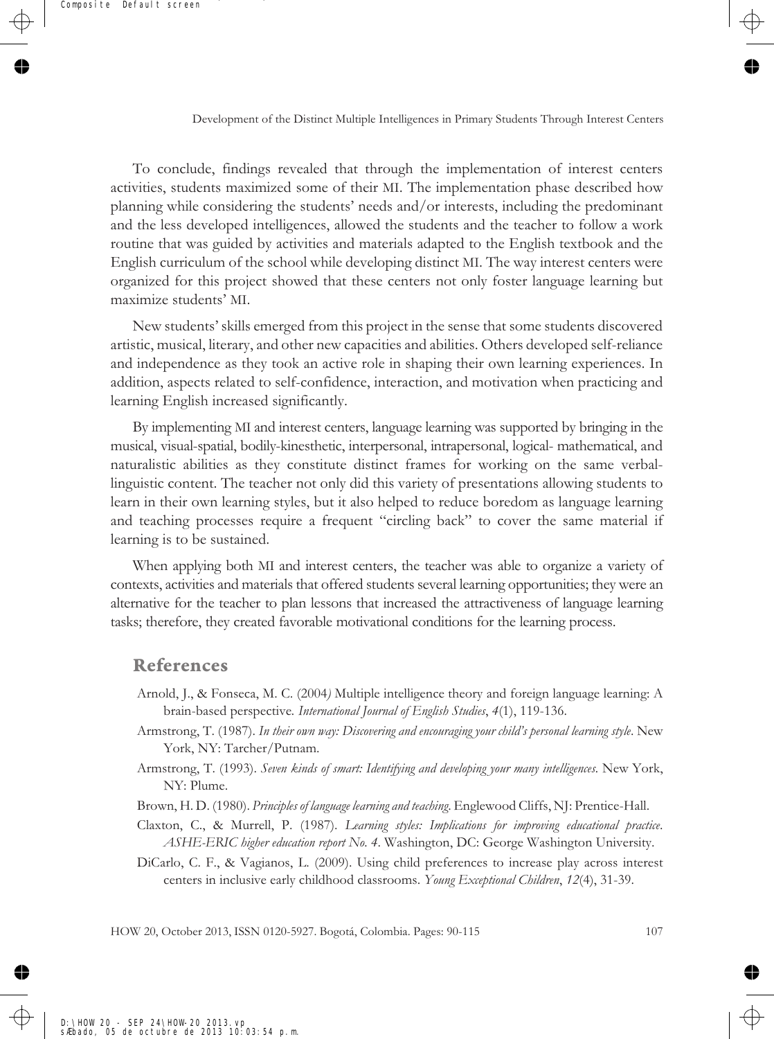To conclude, findings revealed that through the implementation of interest centers activities, students maximized some of their MI. The implementation phase described how planning while considering the students' needs and/or interests, including the predominant and the less developed intelligences, allowed the students and the teacher to follow a work routine that was guided by activities and materials adapted to the English textbook and the English curriculum of the school while developing distinct MI. The way interest centers were organized for this project showed that these centers not only foster language learning but maximize students' MI.

New students' skills emerged from this project in the sense that some students discovered artistic, musical, literary, and other new capacities and abilities. Others developed self-reliance and independence as they took an active role in shaping their own learning experiences. In addition, aspects related to self-confidence, interaction, and motivation when practicing and learning English increased significantly.

By implementing MI and interest centers, language learning was supported by bringing in the musical, visual-spatial, bodily-kinesthetic, interpersonal, intrapersonal, logical- mathematical, and naturalistic abilities as they constitute distinct frames for working on the same verbal-linguistic content. The teacher not only did this variety of presentations allowing students to learn in their own learning styles, but it also helped to reduce boredom as language learning and teaching processes require a frequent "circling back" to cover the same material if learning is to be sustained.

When applying both MI and interest centers, the teacher was able to organize a variety of contexts, activities and materials that offered students several learning opportunities; they were an alternative for the teacher to plan lessons that increased the attractiveness of language learning tasks; therefore, they created favorable motivational conditions for the learning process.

## References

Arnold, J., & Fonseca, M. C. (2004) Multiple intelligence theory and foreign language learning: A brain-based perspective. *International Journal of English Studies*, *4*(1), 119-136.

Armstrong, T. (1987). *In their own way: Discovering and encouraging your child's personal learning style*. New York, NY: Tarcher/Putnam.

Armstrong, T. (1993). *Seven kinds of smart: Identifying and developing your many intelligences*. New York, NY: Plume.

Brown, H. D. (1980). *Principles of language learning and teaching*. Englewood Cliffs, NJ: Prentice-Hall.

Claxton, C., & Murrell, P. (1987). *Learning styles: Implications for improving educational practice. ASHE-ERIC higher education report No. 4*. Washington, DC: George Washington University.

DiCarlo, C. F., & Vagianos, L. (2009). Using child preferences to increase play across interest centers in inclusive early childhood classrooms. *Young Exceptional Children*, *12*(4), 31-39.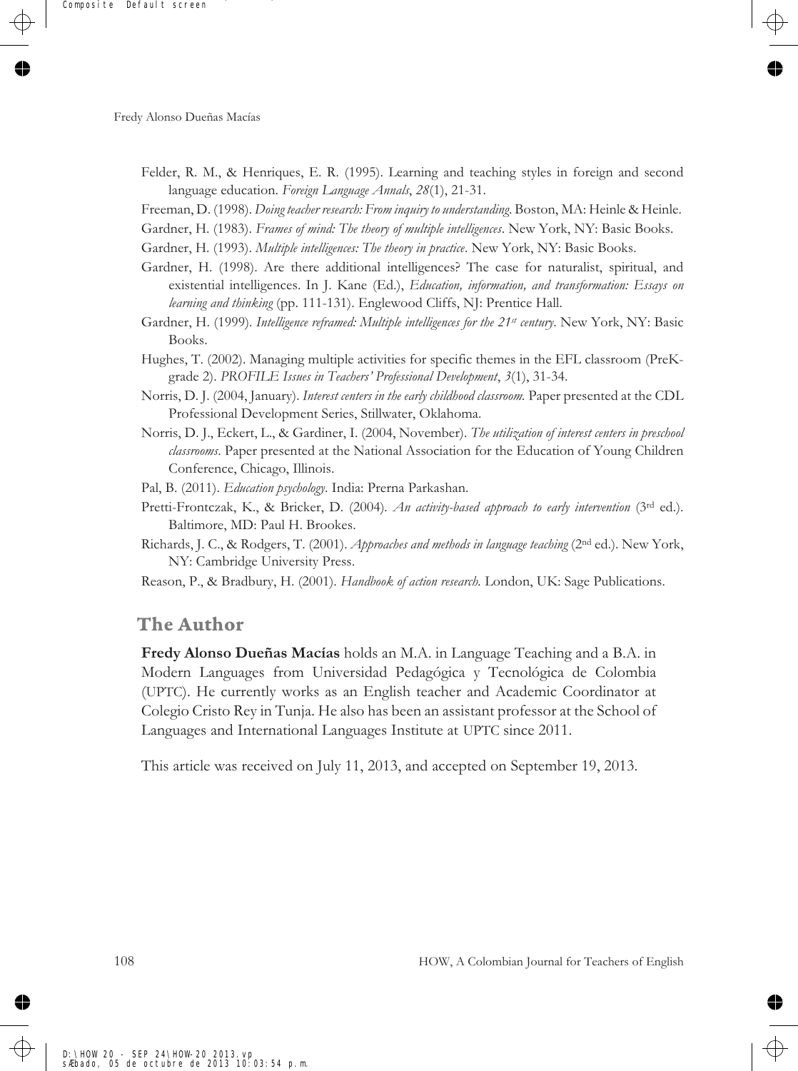Felder, R. M., & Henriques, E. R. (1995). Learning and teaching styles in foreign and second language education. *Foreign Language Annals*, *28*(1), 21-31.

Freeman, D. (1998). *Doing teacher research: From inquiry to understanding*. Boston, MA: Heinle & Heinle.

Gardner, H. (1983). *Frames of mind: The theory of multiple intelligences*. New York, NY: Basic Books.

Gardner, H. (1993). *Multiple intelligences: The theory in practice*. New York, NY: Basic Books.

Gardner, H. (1998). Are there additional intelligences? The case for naturalist, spiritual, and existential intelligences. In J. Kane (Ed.), *Education, information, and transformation: Essays on learning and thinking* (pp. 111-131). Englewood Cliffs, NJ: Prentice Hall.

Gardner, H. (1999). *Intelligence reframed: Multiple intelligences for the 21st century*. New York, NY: Basic Books.

Hughes, T. (2002). Managing multiple activities for specific themes in the EFL classroom (PreK-grade 2). *PROFILE Issues in Teachers' Professional Development*, *3*(1), 31-34.

Norris, D. J. (2004, January). *Interest centers in the early childhood classroom.* Paper presented at the CDL Professional Development Series, Stillwater, Oklahoma.

Norris, D. J., Eckert, L., & Gardiner, I. (2004, November). *The utilization of interest centers in preschool classrooms*. Paper presented at the National Association for the Education of Young Children Conference, Chicago, Illinois.

Pal, B. (2011). *Education psychology*. India: Prerna Parkashan.

Pretti-Frontczak, K., & Bricker, D. (2004). *An activity-based approach to early intervention* (3rd ed.). Baltimore, MD: Paul H. Brookes.

Richards, J. C., & Rodgers, T. (2001). *Approaches and methods in language teaching* (2nd ed.). New York, NY: Cambridge University Press.

Reason, P., & Bradbury, H. (2001). *Handbook of action research.* London, UK: Sage Publications.

## The Author

**Fredy Alonso Dueñas Macías** holds an M.A. in Language Teaching and a B.A. in Modern Languages from Universidad Pedagógica y Tecnológica de Colombia (UPTC). He currently works as an English teacher and Academic Coordinator at Colegio Cristo Rey in Tunja. He also has been an assistant professor at the School of Languages and International Languages Institute at UPTC since 2011.

This article was received on July 11, 2013, and accepted on September 19, 2013.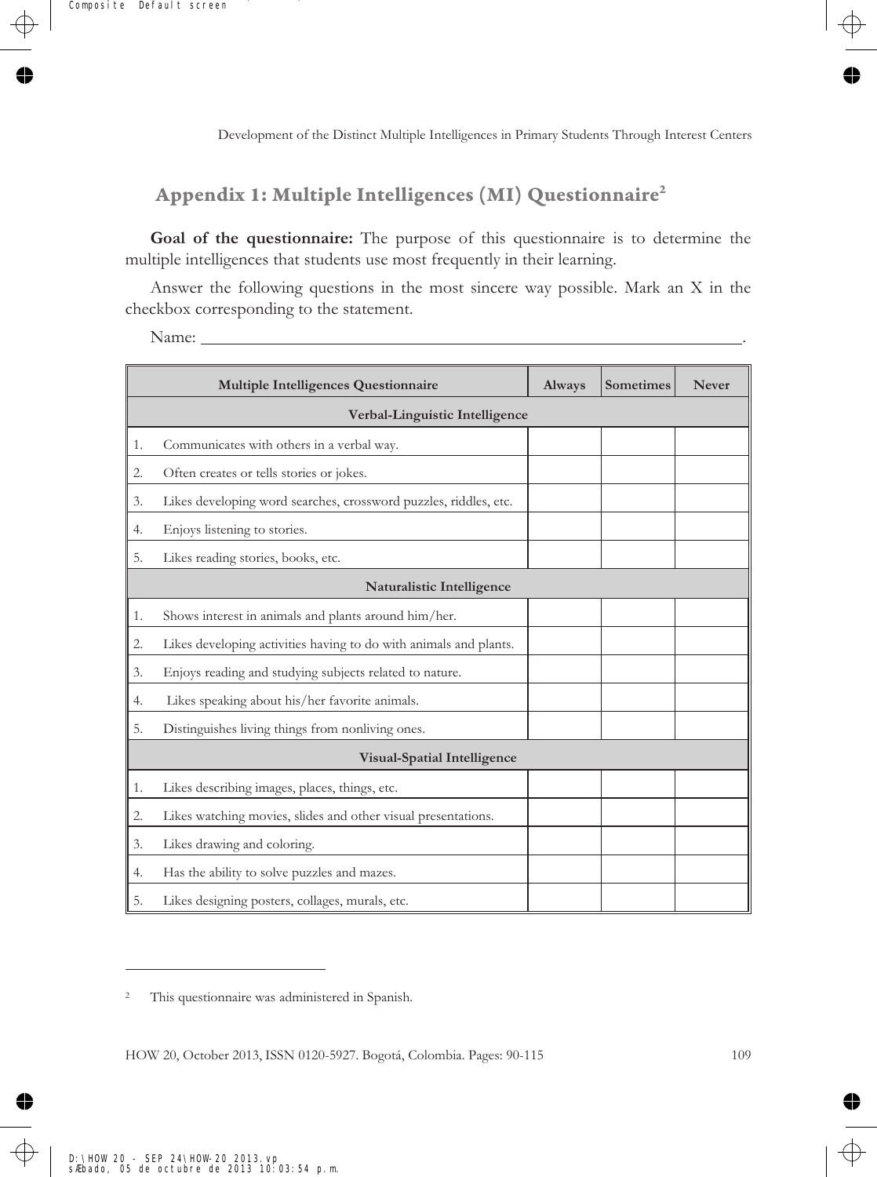## Appendix 1: Multiple Intelligences (MI) Questionnaire[2]

**Goal of the questionnaire:** The purpose of this questionnaire is to determine the multiple intelligences that students use most frequently in their learning.

Answer the following questions in the most sincere way possible. Mark an X in the checkbox corresponding to the statement.

Name: \_\_\_\_\_\_\_\_\_\_\_\_\_\_\_\_\_\_\_\_\_\_\_\_\_\_\_\_\_\_\_\_\_\_\_\_\_\_\_\_\_\_\_\_\_\_\_\_\_\_\_\_\_\_\_\_\_\_\_\_.

| Multiple Intelligences Questionnaire | Always | Sometimes | Never |
|---|---|---|---|
| **Verbal-Linguistic Intelligence** | | | |
| 1. Communicates with others in a verbal way. | | | |
| 2. Often creates or tells stories or jokes. | | | |
| 3. Likes developing word searches, crossword puzzles, riddles, etc. | | | |
| 4. Enjoys listening to stories. | | | |
| 5. Likes reading stories, books, etc. | | | |
| **Naturalistic Intelligence** | | | |
| 1. Shows interest in animals and plants around him/her. | | | |
| 2. Likes developing activities having to do with animals and plants. | | | |
| 3. Enjoys reading and studying subjects related to nature. | | | |
| 4. Likes speaking about his/her favorite animals. | | | |
| 5. Distinguishes living things from nonliving ones. | | | |
| **Visual-Spatial Intelligence** | | | |
| 1. Likes describing images, places, things, etc. | | | |
| 2. Likes watching movies, slides and other visual presentations. | | | |
| 3. Likes drawing and coloring. | | | |
| 4. Has the ability to solve puzzles and mazes. | | | |
| 5. Likes designing posters, collages, murals, etc. | | | |

[2] This questionnaire was administered in Spanish.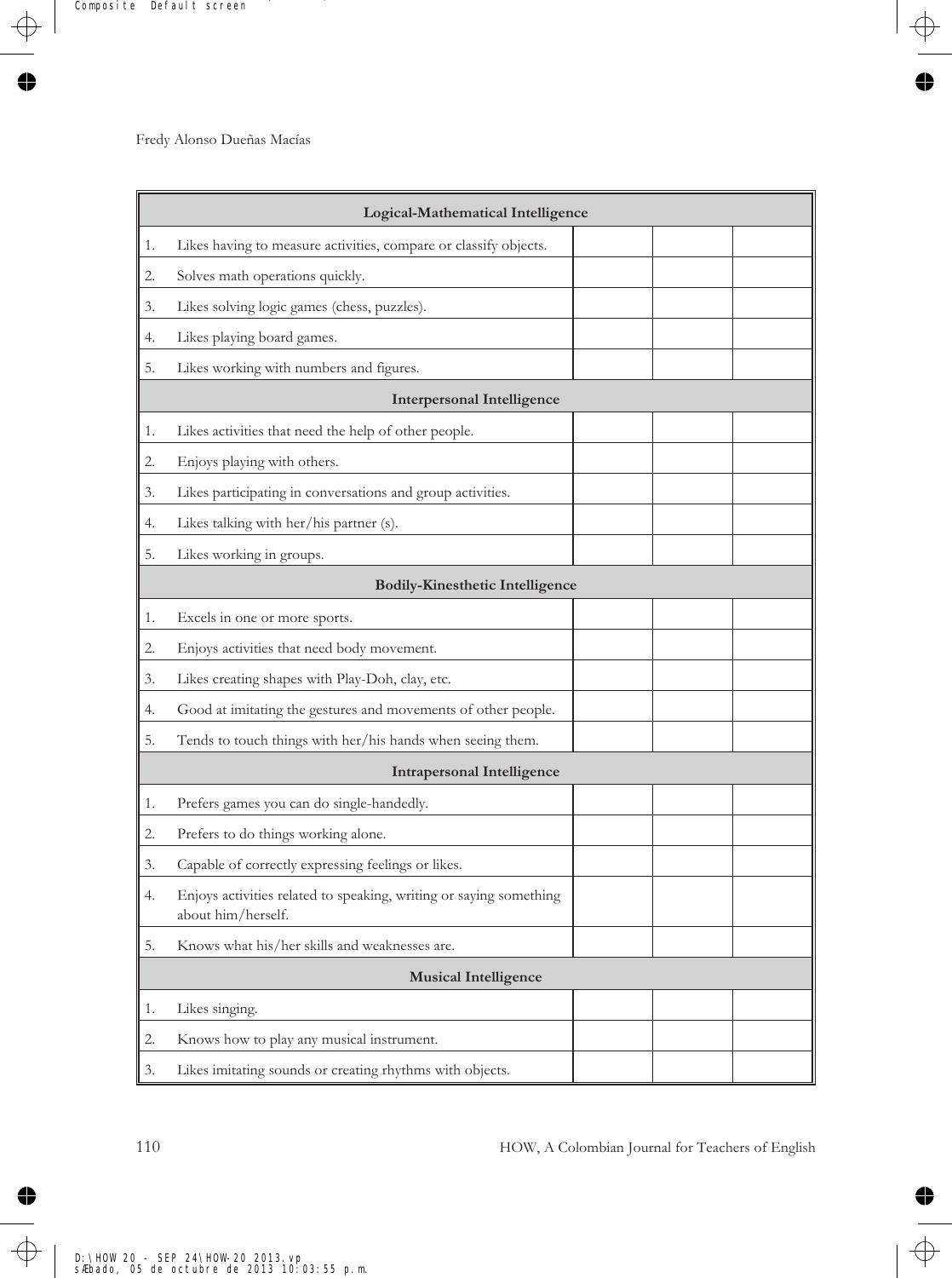| Logical-Mathematical Intelligence | | | |
|---|---|---|---|
| 1. Likes having to measure activities, compare or classify objects. | | | |
| 2. Solves math operations quickly. | | | |
| 3. Likes solving logic games (chess, puzzles). | | | |
| 4. Likes playing board games. | | | |
| 5. Likes working with numbers and figures. | | | |
| **Interpersonal Intelligence** | | | |
| 1. Likes activities that need the help of other people. | | | |
| 2. Enjoys playing with others. | | | |
| 3. Likes participating in conversations and group activities. | | | |
| 4. Likes talking with her/his partner (s). | | | |
| 5. Likes working in groups. | | | |
| **Bodily-Kinesthetic Intelligence** | | | |
| 1. Excels in one or more sports. | | | |
| 2. Enjoys activities that need body movement. | | | |
| 3. Likes creating shapes with Play-Doh, clay, etc. | | | |
| 4. Good at imitating the gestures and movements of other people. | | | |
| 5. Tends to touch things with her/his hands when seeing them. | | | |
| **Intrapersonal Intelligence** | | | |
| 1. Prefers games you can do single-handedly. | | | |
| 2. Prefers to do things working alone. | | | |
| 3. Capable of correctly expressing feelings or likes. | | | |
| 4. Enjoys activities related to speaking, writing or saying something about him/herself. | | | |
| 5. Knows what his/her skills and weaknesses are. | | | |
| **Musical Intelligence** | | | |
| 1. Likes singing. | | | |
| 2. Knows how to play any musical instrument. | | | |
| 3. Likes imitating sounds or creating rhythms with objects. | | | |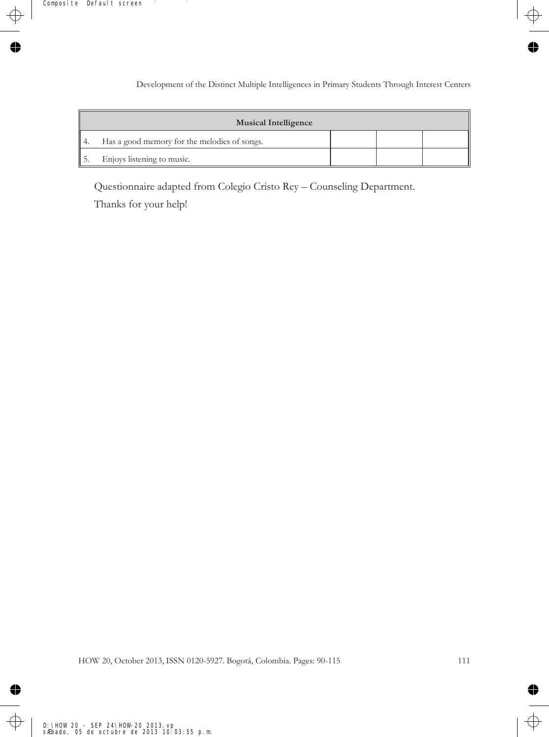| Musical Intelligence | | | |
|---|---|---|---|
| 4. Has a good memory for the melodies of songs. | | | |
| 5. Enjoys listening to music. | | | |

Questionnaire adapted from Colegio Cristo Rey – Counseling Department.

Thanks for your help!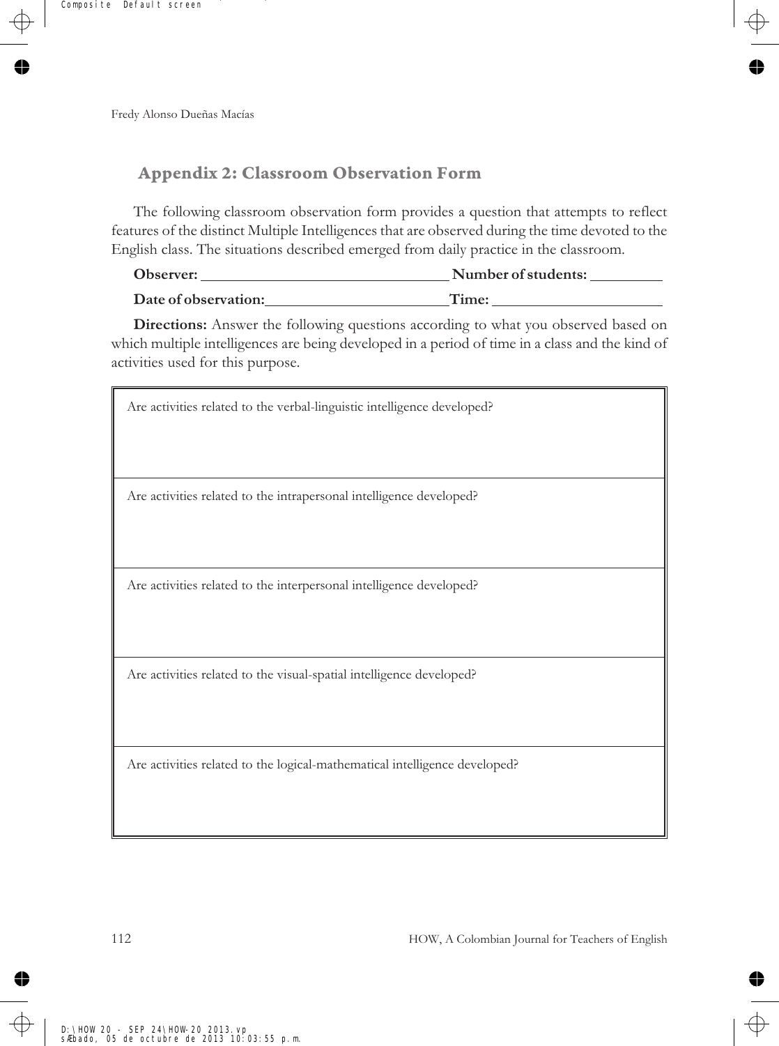## Appendix 2: Classroom Observation Form

The following classroom observation form provides a question that attempts to reflect features of the distinct Multiple Intelligences that are observed during the time devoted to the English class. The situations described emerged from daily practice in the classroom.

**Observer:** ______________________________ **Number of students:** __________

**Date of observation:** ______________________ **Time:** ______________________

**Directions:** Answer the following questions according to what you observed based on which multiple intelligences are being developed in a period of time in a class and the kind of activities used for this purpose.

| Are activities related to the verbal-linguistic intelligence developed? |
|---|
| Are activities related to the intrapersonal intelligence developed? |
| Are activities related to the interpersonal intelligence developed? |
| Are activities related to the visual-spatial intelligence developed? |
| Are activities related to the logical-mathematical intelligence developed? |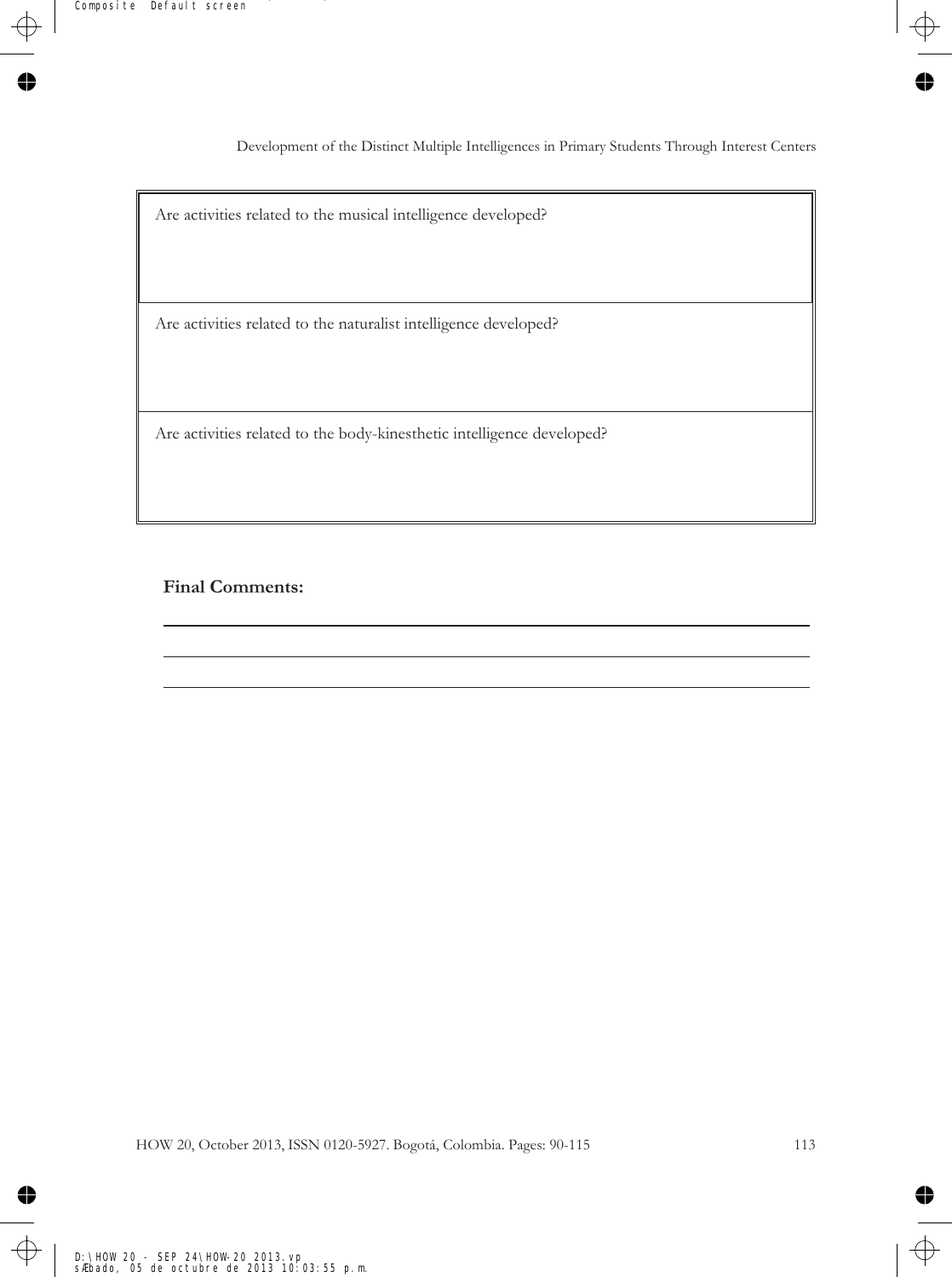| Are activities related to the musical intelligence developed? |
|---|
| Are activities related to the naturalist intelligence developed? |
| Are activities related to the body-kinesthetic intelligence developed? |

**Final Comments:**

___

___

___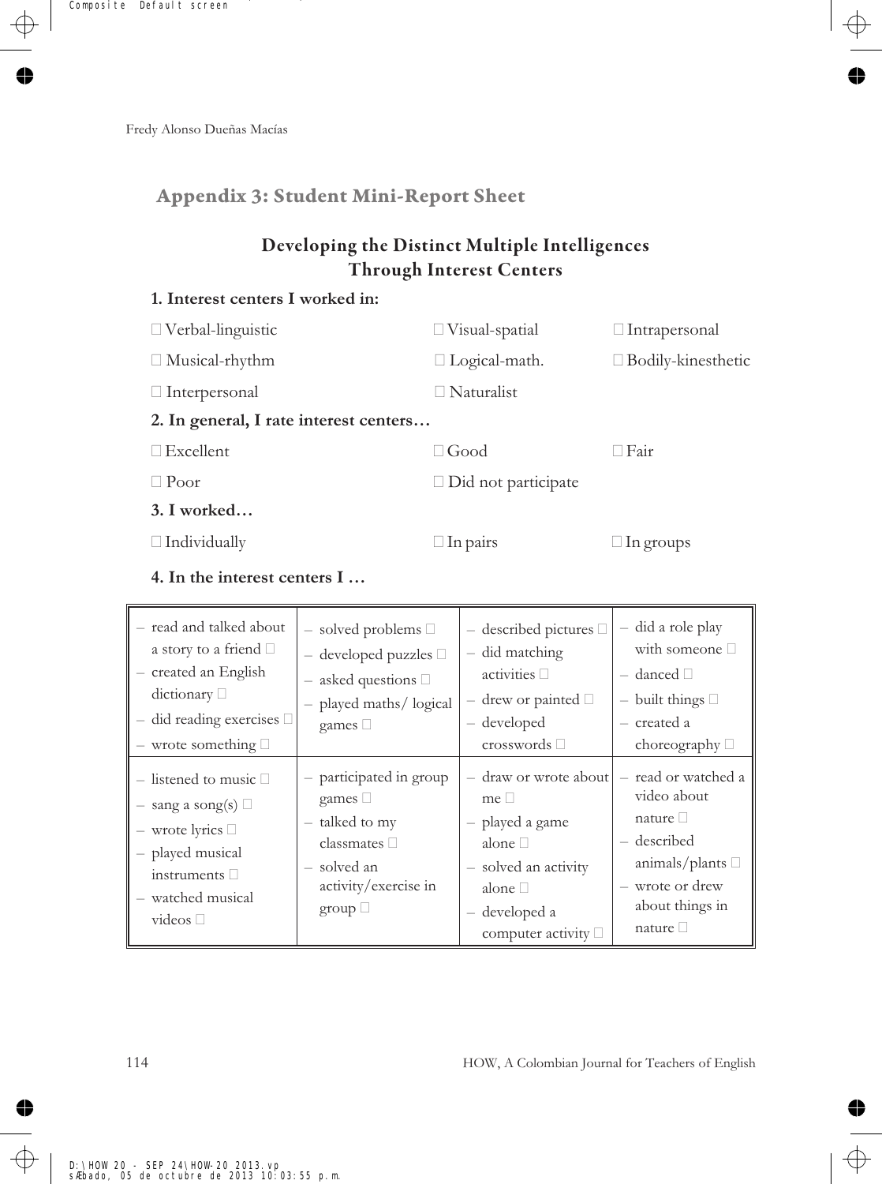## Appendix 3: Student Mini-Report Sheet

### Developing the Distinct Multiple Intelligences Through Interest Centers

**1. Interest centers I worked in:**

□ Verbal-linguistic □ Visual-spatial □ Intrapersonal

□ Musical-rhythm □ Logical-math. □ Bodily-kinesthetic

□ Interpersonal □ Naturalist

**2. In general, I rate interest centers…**

□ Excellent □ Good □ Fair

□ Poor □ Did not participate

**3. I worked…**

□ Individually □ In pairs □ In groups

**4. In the interest centers I …**

| | | | |
|---|---|---|---|
| – read and talked about a story to a friend □<br>– created an English dictionary □<br>– did reading exercises □<br>– wrote something □ | – solved problems □<br>– developed puzzles □<br>– asked questions □<br>– played maths/ logical games □ | – described pictures □<br>– did matching activities □<br>– drew or painted □<br>– developed crosswords □ | – did a role play with someone □<br>– danced □<br>– built things □<br>– created a choreography □ |
| – listened to music □<br>– sang a song(s) □<br>– wrote lyrics □<br>– played musical instruments □<br>– watched musical videos □ | – participated in group games □<br>– talked to my classmates □<br>– solved an activity/exercise in group □ | – draw or wrote about me □<br>– played a game alone □<br>– solved an activity alone □<br>– developed a computer activity □ | – read or watched a video about nature □<br>– described animals/plants □<br>– wrote or drew about things in nature □ |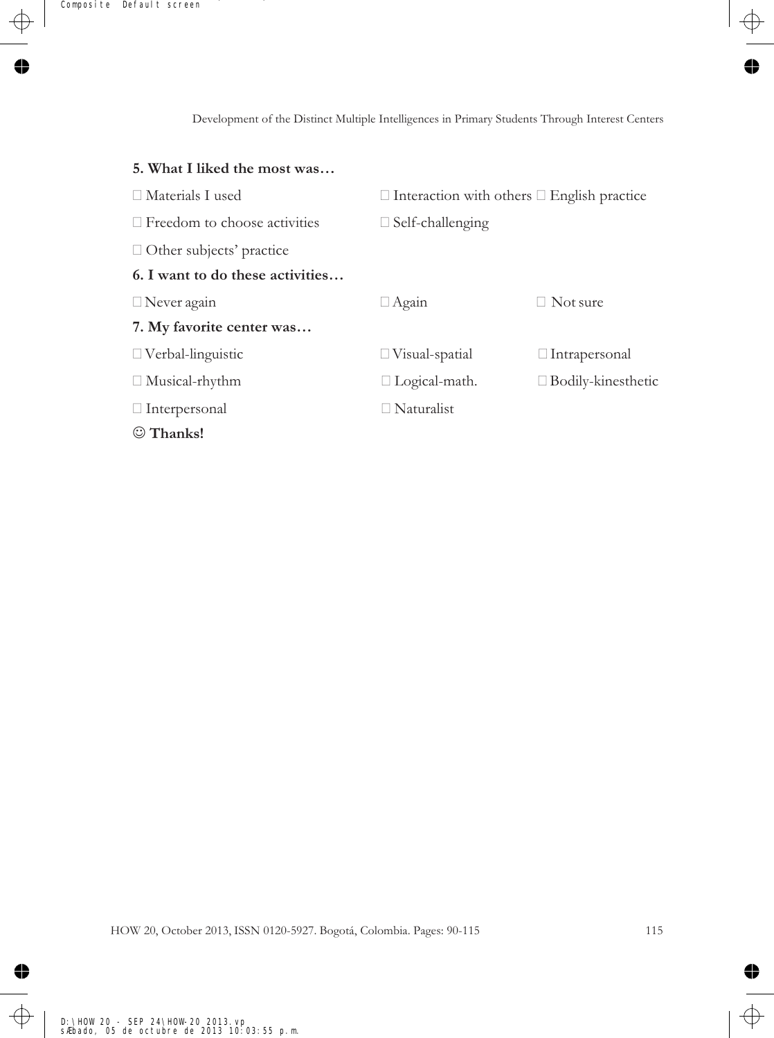**5. What I liked the most was…**

□ Materials I used　　□ Interaction with others　□ English practice

□ Freedom to choose activities　　□ Self-challenging

□ Other subjects' practice

**6. I want to do these activities…**

□ Never again　　□ Again　　□ Not sure

**7. My favorite center was…**

□ Verbal-linguistic　　□ Visual-spatial　　□ Intrapersonal

□ Musical-rhythm　　□ Logical-math.　　□ Bodily-kinesthetic

□ Interpersonal　　□ Naturalist

☺ **Thanks!**